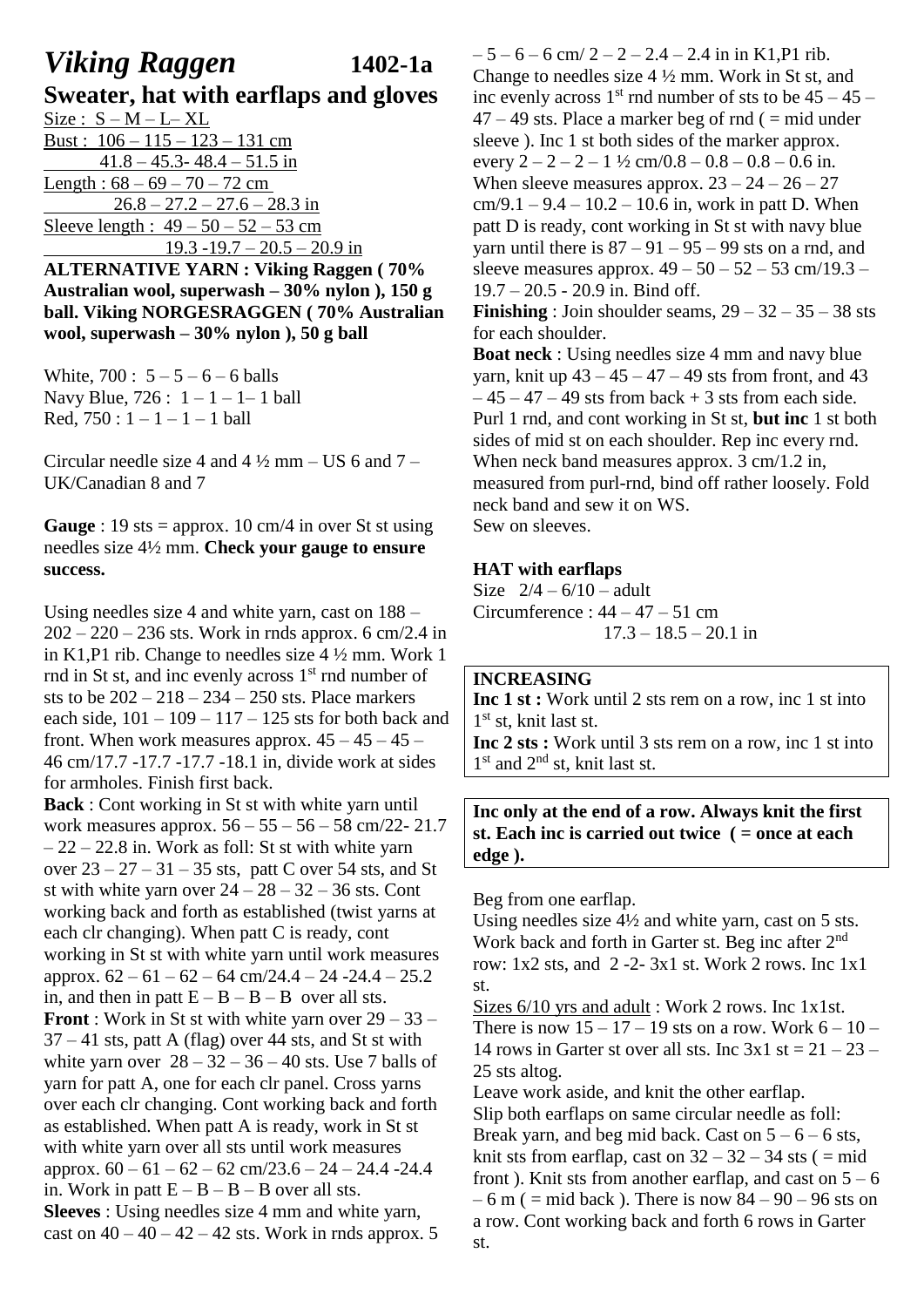# *Viking Raggen* 1402-1a

## Sweater, hat with earflaps and gloves

Size : S – M – L– XL
Bust : 106 – 115 – 123 – 131 cm
41.8 – 45.3- 48.4 – 51.5 in
Length : 68 – 69 – 70 – 72 cm
26.8 – 27.2 – 27.6 – 28.3 in
Sleeve length : 49 – 50 – 52 – 53 cm
19.3 -19.7 – 20.5 – 20.9 in

**ALTERNATIVE YARN : Viking Raggen ( 70% Australian wool, superwash – 30% nylon ), 150 g ball. Viking NORGESRAGGEN ( 70% Australian wool, superwash – 30% nylon ), 50 g ball**

White, 700 : 5 – 5 – 6 – 6 balls
Navy Blue, 726 : 1 – 1 – 1– 1 ball
Red, 750 : 1 – 1 – 1 – 1 ball

Circular needle size 4 and 4 ½ mm – US 6 and 7 – UK/Canadian 8 and 7

**Gauge** : 19 sts = approx. 10 cm/4 in over St st using needles size 4½ mm. **Check your gauge to ensure success.**

Using needles size 4 and white yarn, cast on 188 – 202 – 220 – 236 sts. Work in rnds approx. 6 cm/2.4 in in K1,P1 rib. Change to needles size 4 ½ mm. Work 1 rnd in St st, and inc evenly across 1st rnd number of sts to be 202 – 218 – 234 – 250 sts. Place markers each side, 101 – 109 – 117 – 125 sts for both back and front. When work measures approx. 45 – 45 – 45 – 46 cm/17.7 -17.7 -17.7 -18.1 in, divide work at sides for armholes. Finish first back.

**Back** : Cont working in St st with white yarn until work measures approx. 56 – 55 – 56 – 58 cm/22- 21.7 – 22 – 22.8 in. Work as foll: St st with white yarn over 23 – 27 – 31 – 35 sts, patt C over 54 sts, and St st with white yarn over 24 – 28 – 32 – 36 sts. Cont working back and forth as established (twist yarns at each clr changing). When patt C is ready, cont working in St st with white yarn until work measures approx. 62 – 61 – 62 – 64 cm/24.4 – 24 -24.4 – 25.2 in, and then in patt E – B – B – B over all sts.

**Front** : Work in St st with white yarn over 29 – 33 – 37 – 41 sts, patt A (flag) over 44 sts, and St st with white yarn over 28 – 32 – 36 – 40 sts. Use 7 balls of yarn for patt A, one for each clr panel. Cross yarns over each clr changing. Cont working back and forth as established. When patt A is ready, work in St st with white yarn over all sts until work measures approx. 60 – 61 – 62 – 62 cm/23.6 – 24 – 24.4 -24.4 in. Work in patt E – B – B – B over all sts.

**Sleeves** : Using needles size 4 mm and white yarn, cast on 40 – 40 – 42 – 42 sts. Work in rnds approx. 5 – 5 – 6 – 6 cm/ 2 – 2 – 2.4 – 2.4 in in K1,P1 rib. Change to needles size 4 ½ mm. Work in St st, and inc evenly across 1st rnd number of sts to be 45 – 45 – 47 – 49 sts. Place a marker beg of rnd ( = mid under sleeve ). Inc 1 st both sides of the marker approx. every 2 – 2 – 2 – 1 ½ cm/0.8 – 0.8 – 0.8 – 0.6 in. When sleeve measures approx. 23 – 24 – 26 – 27 cm/9.1 – 9.4 – 10.2 – 10.6 in, work in patt D. When patt D is ready, cont working in St st with navy blue yarn until there is 87 – 91 – 95 – 99 sts on a rnd, and sleeve measures approx. 49 – 50 – 52 – 53 cm/19.3 – 19.7 – 20.5 - 20.9 in. Bind off.

**Finishing** : Join shoulder seams, 29 – 32 – 35 – 38 sts for each shoulder.

**Boat neck** : Using needles size 4 mm and navy blue yarn, knit up 43 – 45 – 47 – 49 sts from front, and 43 – 45 – 47 – 49 sts from back + 3 sts from each side. Purl 1 rnd, and cont working in St st, **but inc** 1 st both sides of mid st on each shoulder. Rep inc every rnd. When neck band measures approx. 3 cm/1.2 in, measured from purl-rnd, bind off rather loosely. Fold neck band and sew it on WS.

Sew on sleeves.

### HAT with earflaps

Size 2/4 – 6/10 – adult
Circumference : 44 – 47 – 51 cm
17.3 – 18.5 – 20.1 in

**INCREASING**
**Inc 1 st :** Work until 2 sts rem on a row, inc 1 st into 1st st, knit last st.
**Inc 2 sts :** Work until 3 sts rem on a row, inc 1 st into 1st and 2nd st, knit last st.

**Inc only at the end of a row. Always knit the first st. Each inc is carried out twice ( = once at each edge ).**

Beg from one earflap.

Using needles size 4½ and white yarn, cast on 5 sts. Work back and forth in Garter st. Beg inc after 2nd row: 1x2 sts, and 2 -2- 3x1 st. Work 2 rows. Inc 1x1 st.

Sizes 6/10 yrs and adult : Work 2 rows. Inc 1x1st. There is now 15 – 17 – 19 sts on a row. Work 6 – 10 – 14 rows in Garter st over all sts. Inc 3x1 st = 21 – 23 – 25 sts altog.

Leave work aside, and knit the other earflap.

Slip both earflaps on same circular needle as foll: Break yarn, and beg mid back. Cast on 5 – 6 – 6 sts, knit sts from earflap, cast on 32 – 32 – 34 sts ( = mid front ). Knit sts from another earflap, and cast on 5 – 6 – 6 m ( = mid back ). There is now 84 – 90 – 96 sts on a row. Cont working back and forth 6 rows in Garter st.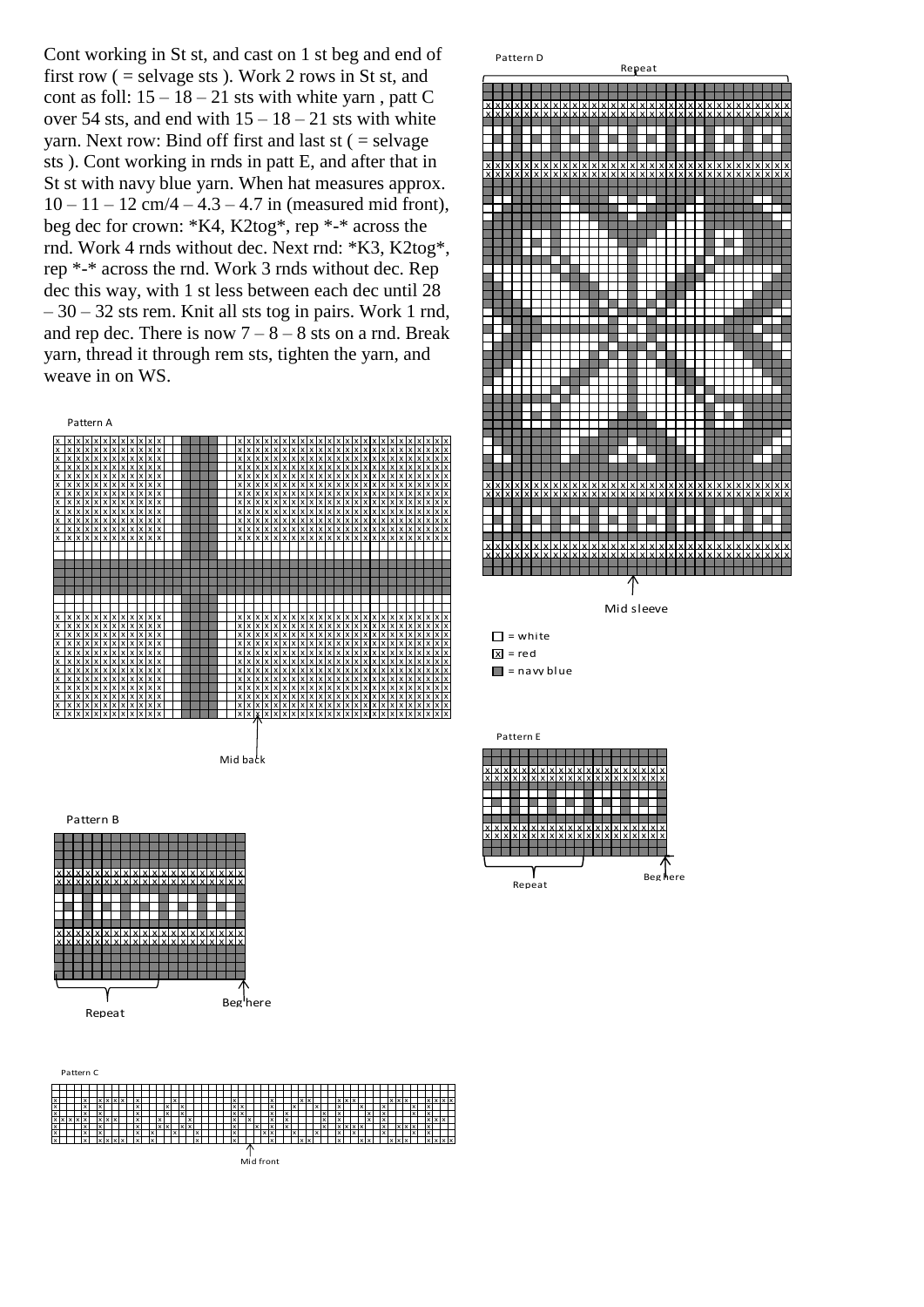Cont working in St st, and cast on 1 st beg and end of first row ( = selvage sts ). Work 2 rows in St st, and cont as foll: 15 – 18 – 21 sts with white yarn , patt C over 54 sts, and end with 15 – 18 – 21 sts with white yarn. Next row: Bind off first and last st ( = selvage sts ). Cont working in rnds in patt E, and after that in St st with navy blue yarn. When hat measures approx. 10 – 11 – 12 cm/4 – 4.3 – 4.7 in (measured mid front), beg dec for crown: *K4, K2tog*, rep *-* across the rnd. Work 4 rnds without dec. Next rnd: *K3, K2tog*, rep *-* across the rnd. Work 3 rnds without dec. Rep dec this way, with 1 st less between each dec until 28 – 30 – 32 sts rem. Knit all sts tog in pairs. Work 1 rnd, and rep dec. There is now 7 – 8 – 8 sts on a rnd. Break yarn, thread it through rem sts, tighten the yarn, and weave in on WS.

Pattern A

Mid back

Pattern B

Repeat

Beg here

Pattern C

Mid front

Pattern D

Repeat

Mid sleeve

☐ = white

☒ = red

■ = navy blue

Pattern E

Repeat

Beg here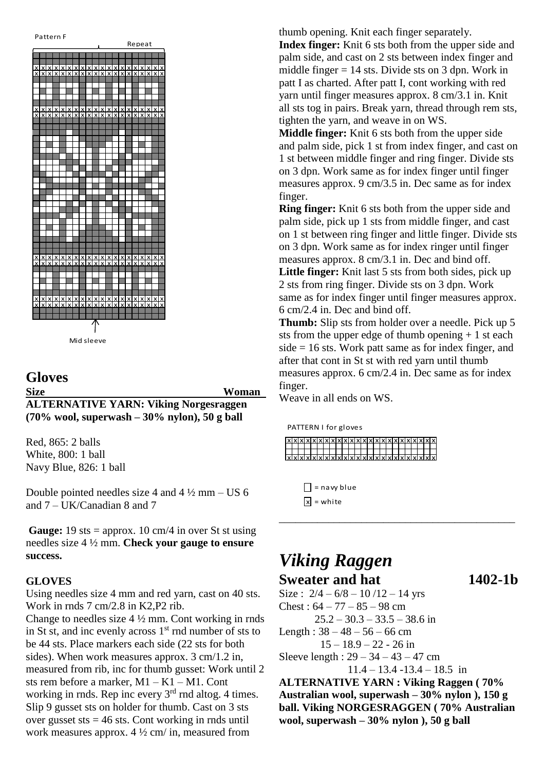Pattern F

Repeat

Mid sleeve

## Gloves

**Size** **Woman**

**ALTERNATIVE YARN: Viking Norgesraggen (70% wool, superwash – 30% nylon), 50 g ball**

Red, 865: 2 balls
White, 800: 1 ball
Navy Blue, 826: 1 ball

Double pointed needles size 4 and 4 ½ mm – US 6 and 7 – UK/Canadian 8 and 7

**Gauge:** 19 sts = approx. 10 cm/4 in over St st using needles size 4 ½ mm. **Check your gauge to ensure success.**

**GLOVES**

Using needles size 4 mm and red yarn, cast on 40 sts. Work in rnds 7 cm/2.8 in K2,P2 rib.
Change to needles size 4 ½ mm. Cont working in rnds in St st, and inc evenly across 1st rnd number of sts to be 44 sts. Place markers each side (22 sts for both sides). When work measures approx. 3 cm/1.2 in, measured from rib, inc for thumb gusset: Work until 2 sts rem before a marker, M1 – K1 – M1. Cont working in rnds. Rep inc every 3rd rnd altog. 4 times. Slip 9 gusset sts on holder for thumb. Cast on 3 sts over gusset sts = 46 sts. Cont working in rnds until work measures approx. 4 ½ cm/ in, measured from thumb opening. Knit each finger separately.

**Index finger:** Knit 6 sts both from the upper side and palm side, and cast on 2 sts between index finger and middle finger = 14 sts. Divide sts on 3 dpn. Work in patt I as charted. After patt I, cont working with red yarn until finger measures approx. 8 cm/3.1 in. Knit all sts tog in pairs. Break yarn, thread through rem sts, tighten the yarn, and weave in on WS.

**Middle finger:** Knit 6 sts both from the upper side and palm side, pick 1 st from index finger, and cast on 1 st between middle finger and ring finger. Divide sts on 3 dpn. Work same as for index finger until finger measures approx. 9 cm/3.5 in. Dec same as for index finger.

**Ring finger:** Knit 6 sts both from the upper side and palm side, pick up 1 sts from middle finger, and cast on 1 st between ring finger and little finger. Divide sts on 3 dpn. Work same as for index ringer until finger measures approx. 8 cm/3.1 in. Dec and bind off.

**Little finger:** Knit last 5 sts from both sides, pick up 2 sts from ring finger. Divide sts on 3 dpn. Work same as for index finger until finger measures approx. 6 cm/2.4 in. Dec and bind off.

**Thumb:** Slip sts from holder over a needle. Pick up 5 sts from the upper edge of thumb opening + 1 st each side = 16 sts. Work patt same as for index finger, and after that cont in St st with red yarn until thumb measures approx. 6 cm/2.4 in. Dec same as for index finger.

Weave in all ends on WS.

PATTERN I for gloves

□ = navy blue
x = white

---

# *Viking Raggen*

## Sweater and hat 1402-1b

Size : 2/4 – 6/8 – 10 /12 – 14 yrs
Chest : 64 – 77 – 85 – 98 cm
25.2 – 30.3 – 33.5 – 38.6 in
Length : 38 – 48 – 56 – 66 cm
15 – 18.9 – 22 - 26 in
Sleeve length : 29 – 34 – 43 – 47 cm
11.4 – 13.4 -13.4 – 18.5 in

**ALTERNATIVE YARN : Viking Raggen ( 70% Australian wool, superwash – 30% nylon ), 150 g ball. Viking NORGESRAGGEN ( 70% Australian wool, superwash – 30% nylon ), 50 g ball**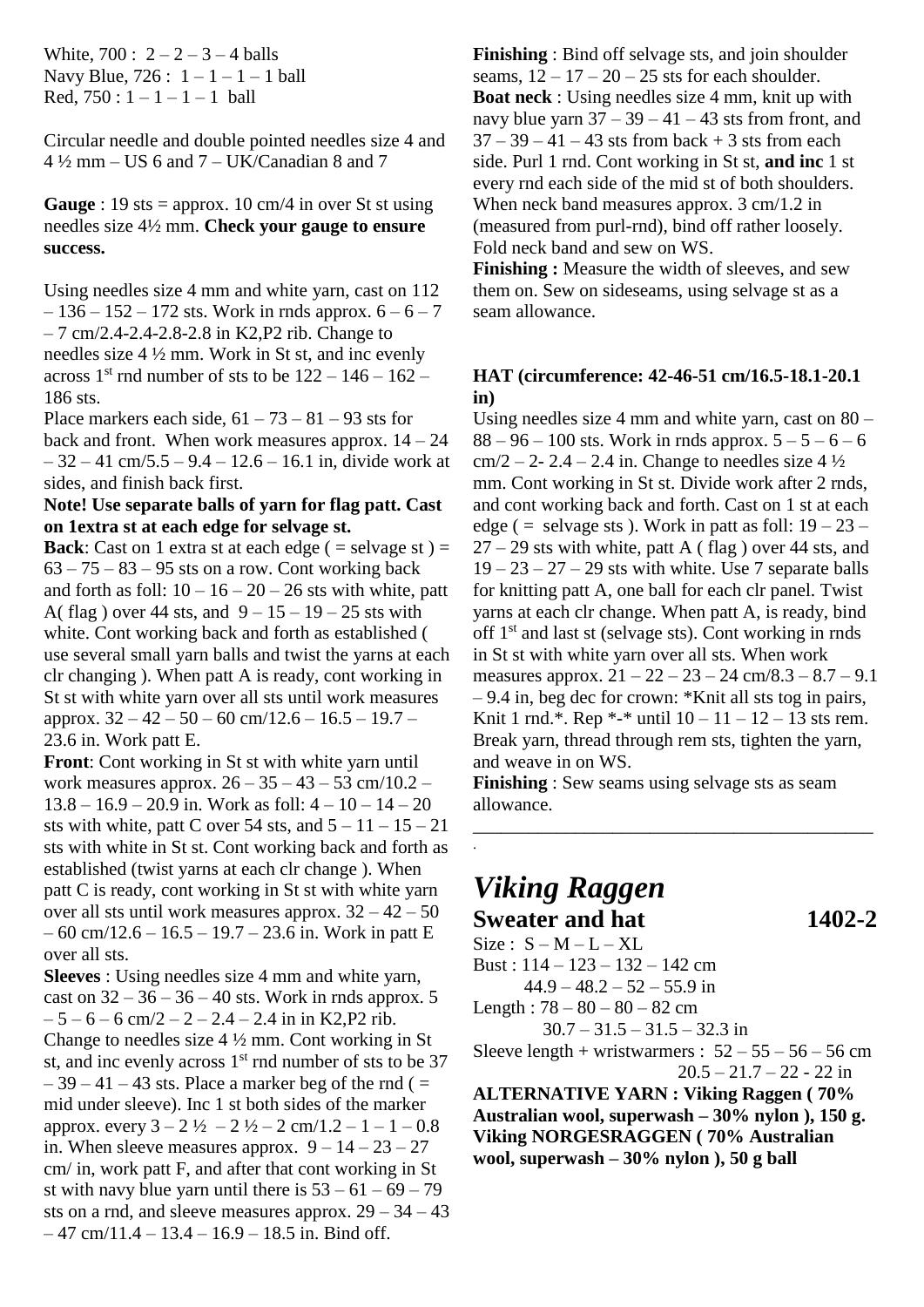White, 700 :  2 – 2 – 3 – 4 balls
Navy Blue, 726 :  1 – 1 – 1 – 1 ball
Red, 750 : 1 – 1 – 1 – 1  ball

Circular needle and double pointed needles size 4 and 4 ½ mm – US 6 and 7 – UK/Canadian 8 and 7

**Gauge** : 19 sts = approx. 10 cm/4 in over St st using needles size 4½ mm. **Check your gauge to ensure success.**

Using needles size 4 mm and white yarn, cast on 112 – 136 – 152 – 172 sts. Work in rnds approx. 6 – 6 – 7 – 7 cm/2.4-2.4-2.8-2.8 in K2,P2 rib. Change to needles size 4 ½ mm. Work in St st, and inc evenly across 1st rnd number of sts to be 122 – 146 – 162 – 186 sts.
Place markers each side, 61 – 73 – 81 – 93 sts for back and front.  When work measures approx. 14 – 24 – 32 – 41 cm/5.5 – 9.4 – 12.6 – 16.1 in, divide work at sides, and finish back first.

**Note! Use separate balls of yarn for flag patt. Cast on 1extra st at each edge for selvage st.**

**Back**: Cast on 1 extra st at each edge ( = selvage st ) = 63 – 75 – 83 – 95 sts on a row. Cont working back and forth as foll:  10 – 16 – 20 – 26 sts with white, patt A( flag ) over 44 sts, and  9 – 15 – 19 – 25 sts with white. Cont working back and forth as established ( use several small yarn balls and twist the yarns at each clr changing ). When patt A is ready, cont working in St st with white yarn over all sts until work measures approx. 32 – 42 – 50 – 60 cm/12.6 – 16.5 – 19.7 – 23.6 in. Work patt E.

**Front**: Cont working in St st with white yarn until work measures approx. 26 – 35 – 43 – 53 cm/10.2 – 13.8 – 16.9 – 20.9 in. Work as foll: 4 – 10 – 14 – 20 sts with white, patt C over 54 sts, and 5 – 11 – 15 – 21 sts with white in St st. Cont working back and forth as established (twist yarns at each clr change ). When patt C is ready, cont working in St st with white yarn over all sts until work measures approx. 32 – 42 – 50 – 60 cm/12.6 – 16.5 – 19.7 – 23.6 in. Work in patt E over all sts.

**Sleeves** : Using needles size 4 mm and white yarn, cast on 32 – 36 – 36 – 40 sts. Work in rnds approx. 5 – 5 – 6 – 6 cm/2 – 2 – 2.4 – 2.4 in in K2,P2 rib. Change to needles size 4 ½ mm. Cont working in St st, and inc evenly across 1st rnd number of sts to be 37 – 39 – 41 – 43 sts. Place a marker beg of the rnd ( = mid under sleeve). Inc 1 st both sides of the marker approx. every 3 – 2 ½  – 2 ½ – 2 cm/1.2 – 1 – 1 – 0.8 in. When sleeve measures approx.  9 – 14 – 23 – 27 cm/ in, work patt F, and after that cont working in St st with navy blue yarn until there is 53 – 61 – 69 – 79 sts on a rnd, and sleeve measures approx. 29 – 34 – 43 – 47 cm/11.4 – 13.4 – 16.9 – 18.5 in. Bind off.

**Finishing** : Bind off selvage sts, and join shoulder seams,  12 – 17 – 20 – 25 sts for each shoulder.
**Boat neck** : Using needles size 4 mm, knit up with navy blue yarn 37 – 39 – 41 – 43 sts from front, and 37 – 39 – 41 – 43 sts from back + 3 sts from each side. Purl 1 rnd. Cont working in St st, **and inc** 1 st every rnd each side of the mid st of both shoulders. When neck band measures approx. 3 cm/1.2 in (measured from purl-rnd), bind off rather loosely. Fold neck band and sew on WS.
**Finishing :** Measure the width of sleeves, and sew them on. Sew on sideseams, using selvage st as a seam allowance.

**HAT (circumference: 42-46-51 cm/16.5-18.1-20.1 in)**

Using needles size 4 mm and white yarn, cast on 80 – 88 – 96 – 100 sts. Work in rnds approx. 5 – 5 – 6 – 6 cm/2 – 2- 2.4 – 2.4 in. Change to needles size 4 ½ mm. Cont working in St st. Divide work after 2 rnds, and cont working back and forth. Cast on 1 st at each edge ( =  selvage sts ). Work in patt as foll: 19 – 23 – 27 – 29 sts with white, patt A ( flag ) over 44 sts, and 19 – 23 – 27 – 29 sts with white. Use 7 separate balls for knitting patt A, one ball for each clr panel. Twist yarns at each clr change. When patt A, is ready, bind off 1st and last st (selvage sts). Cont working in rnds in St st with white yarn over all sts. When work measures approx. 21 – 22 – 23 – 24 cm/8.3 – 8.7 – 9.1 – 9.4 in, beg dec for crown: *Knit all sts tog in pairs, Knit 1 rnd.*. Rep *-* until 10 – 11 – 12 – 13 sts rem. Break yarn, thread through rem sts, tighten the yarn, and weave in on WS.
**Finishing** : Sew seams using selvage sts as seam allowance.

---

# *Viking Raggen*

## Sweater and hat 1402-2

Size :  S – M – L – XL
Bust : 114 – 123 – 132 – 142 cm
44.9 – 48.2 – 52 – 55.9 in
Length : 78 – 80 – 80 – 82 cm
30.7 – 31.5 – 31.5 – 32.3 in
Sleeve length + wristwarmers :  52 – 55 – 56 – 56 cm
20.5 – 21.7 – 22 - 22 in

**ALTERNATIVE YARN : Viking Raggen ( 70% Australian wool, superwash – 30% nylon ), 150 g. Viking NORGESRAGGEN ( 70% Australian wool, superwash – 30% nylon ), 50 g ball**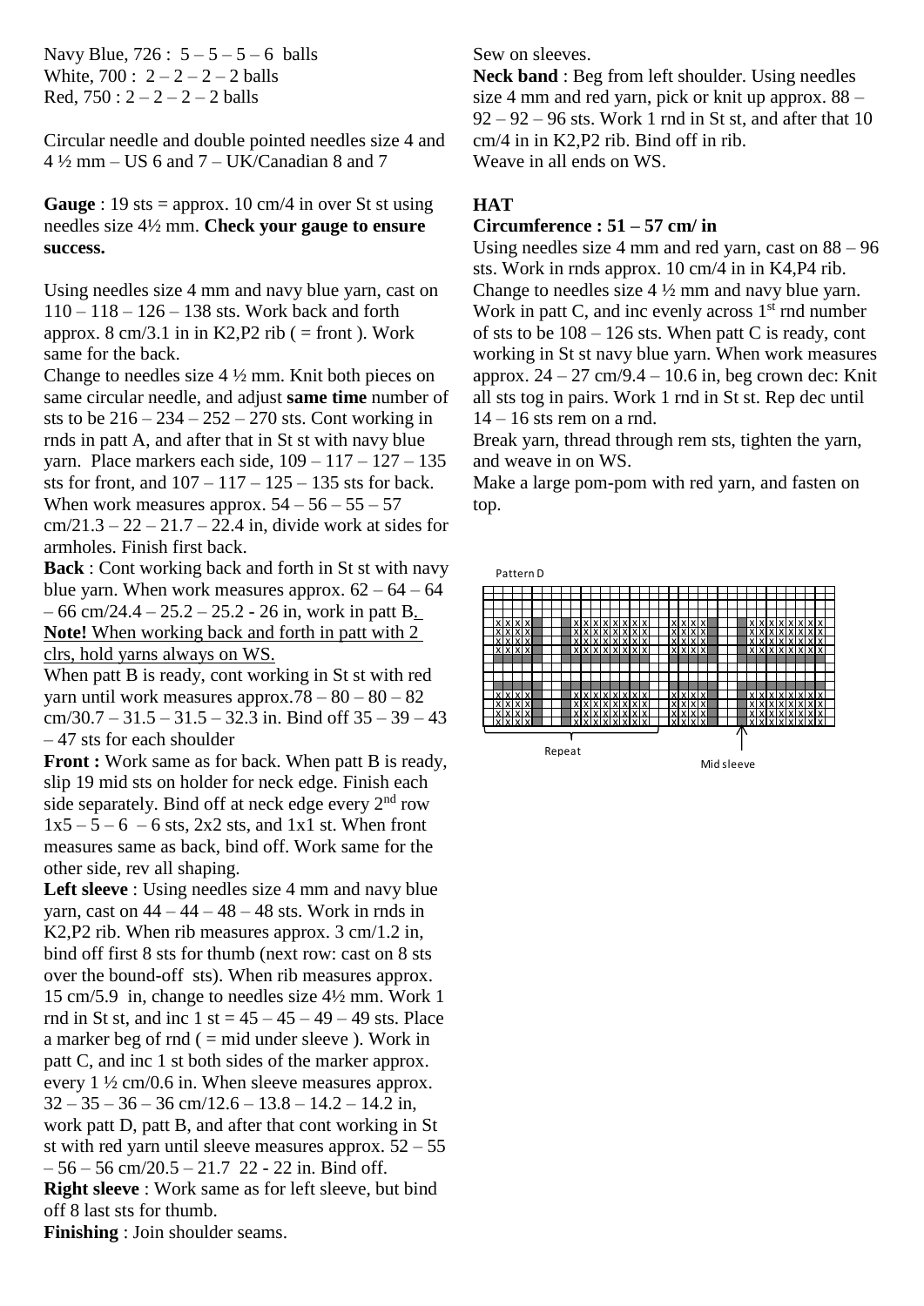Navy Blue, 726 :  5 – 5 – 5 – 6  balls
White, 700 :  2 – 2 – 2 – 2 balls
Red, 750 : 2 – 2 – 2 – 2 balls

Circular needle and double pointed needles size 4 and 4 ½ mm – US 6 and 7 – UK/Canadian 8 and 7

**Gauge** : 19 sts = approx. 10 cm/4 in over St st using needles size 4½ mm. **Check your gauge to ensure success.**

Using needles size 4 mm and navy blue yarn, cast on 110 – 118 – 126 – 138 sts. Work back and forth approx. 8 cm/3.1 in in K2,P2 rib ( = front ). Work same for the back.

Change to needles size 4 ½ mm. Knit both pieces on same circular needle, and adjust **same time** number of sts to be 216 – 234 – 252 – 270 sts. Cont working in rnds in patt A, and after that in St st with navy blue yarn.  Place markers each side, 109 – 117 – 127 – 135 sts for front, and 107 – 117 – 125 – 135 sts for back. When work measures approx. 54 – 56 – 55 – 57 cm/21.3 – 22 – 21.7 – 22.4 in, divide work at sides for armholes. Finish first back.

**Back** : Cont working back and forth in St st with navy blue yarn. When work measures approx. 62 – 64 – 64 – 66 cm/24.4 – 25.2 – 25.2 - 26 in, work in patt B. **Note!** When working back and forth in patt with 2 clrs, hold yarns always on WS.

When patt B is ready, cont working in St st with red yarn until work measures approx.78 – 80 – 80 – 82 cm/30.7 – 31.5 – 31.5 – 32.3 in. Bind off 35 – 39 – 43 – 47 sts for each shoulder

**Front :** Work same as for back. When patt B is ready, slip 19 mid sts on holder for neck edge. Finish each side separately. Bind off at neck edge every 2nd row 1x5 – 5 – 6  – 6 sts, 2x2 sts, and 1x1 st. When front measures same as back, bind off. Work same for the other side, rev all shaping.

**Left sleeve** : Using needles size 4 mm and navy blue yarn, cast on 44 – 44 – 48 – 48 sts. Work in rnds in K2,P2 rib. When rib measures approx. 3 cm/1.2 in, bind off first 8 sts for thumb (next row: cast on 8 sts over the bound-off  sts). When rib measures approx. 15 cm/5.9  in, change to needles size 4½ mm. Work 1 rnd in St st, and inc 1 st = 45 – 45 – 49 – 49 sts. Place a marker beg of rnd ( = mid under sleeve ). Work in patt C, and inc 1 st both sides of the marker approx. every 1 ½ cm/0.6 in. When sleeve measures approx. 32 – 35 – 36 – 36 cm/12.6 – 13.8 – 14.2 – 14.2 in, work patt D, patt B, and after that cont working in St st with red yarn until sleeve measures approx. 52 – 55 – 56 – 56 cm/20.5 – 21.7  22 - 22 in. Bind off.

**Right sleeve** : Work same as for left sleeve, but bind off 8 last sts for thumb.

**Finishing** : Join shoulder seams.

Sew on sleeves.

**Neck band** : Beg from left shoulder. Using needles size 4 mm and red yarn, pick or knit up approx. 88 – 92 – 92 – 96 sts. Work 1 rnd in St st, and after that 10 cm/4 in in K2,P2 rib. Bind off in rib.

Weave in all ends on WS.

## HAT

**Circumference : 51 – 57 cm/ in**

Using needles size 4 mm and red yarn, cast on 88 – 96 sts. Work in rnds approx. 10 cm/4 in in K4,P4 rib. Change to needles size 4 ½ mm and navy blue yarn. Work in patt C, and inc evenly across 1st rnd number of sts to be 108 – 126 sts. When patt C is ready, cont working in St st navy blue yarn. When work measures approx. 24 – 27 cm/9.4 – 10.6 in, beg crown dec: Knit all sts tog in pairs. Work 1 rnd in St st. Rep dec until 14 – 16 sts rem on a rnd.

Break yarn, thread through rem sts, tighten the yarn, and weave in on WS.

Make a large pom-pom with red yarn, and fasten on top.

Pattern D

Repeat

Mid sleeve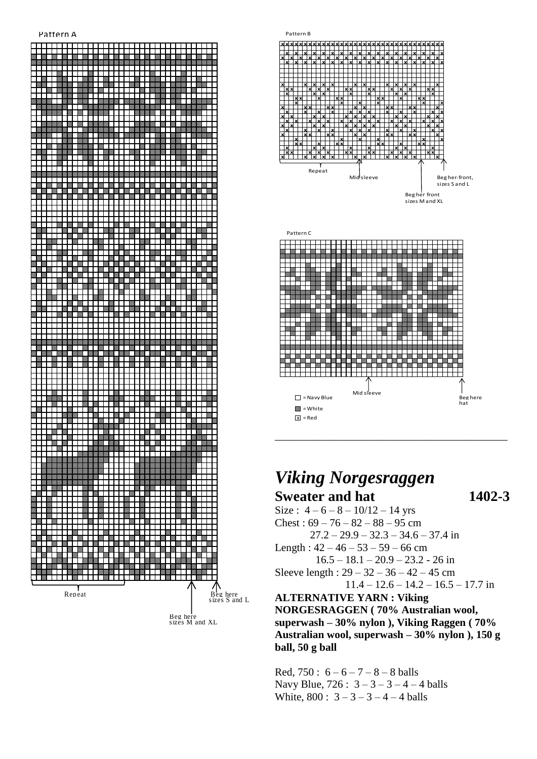Pattern A

Repeat

Beg here sizes S and L

Beg here sizes M and XL

Pattern B

Repeat

Mid sleeve

Beg her front, sizes S and L

Beg her front sizes M and XL

Pattern C

Mid sleeve

Beg here hat

□ = Navy Blue

■ = White

☒ = Red

---

# *Viking Norgesraggen*

## Sweater and hat 1402-3

Size : 4 – 6 – 8 – 10/12 – 14 yrs

Chest : 69 – 76 – 82 – 88 – 95 cm
27.2 – 29.9 – 32.3 – 34.6 – 37.4 in

Length : 42 – 46 – 53 – 59 – 66 cm
16.5 – 18.1 – 20.9 – 23.2 - 26 in

Sleeve length : 29 – 32 – 36 – 42 – 45 cm
11.4 – 12.6 – 14.2 – 16.5 – 17.7 in

**ALTERNATIVE YARN : Viking NORGESRAGGEN ( 70% Australian wool, superwash – 30% nylon ), Viking Raggen ( 70% Australian wool, superwash – 30% nylon ), 150 g ball, 50 g ball**

Red, 750 : 6 – 6 – 7 – 8 – 8 balls
Navy Blue, 726 : 3 – 3 – 3 – 4 – 4 balls
White, 800 : 3 – 3 – 3 – 4 – 4 balls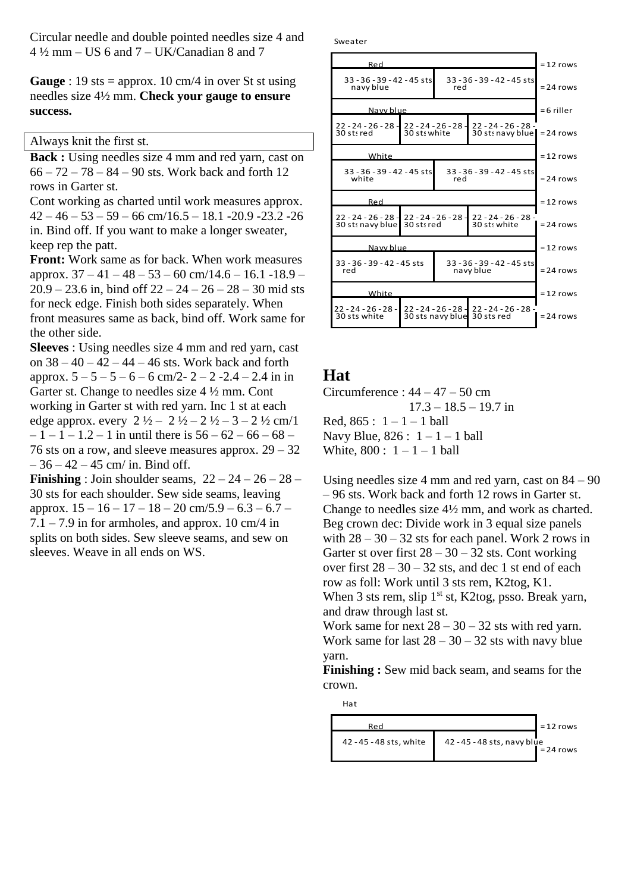Circular needle and double pointed needles size 4 and 4 ½ mm – US 6 and 7 – UK/Canadian 8 and 7

**Gauge** : 19 sts = approx. 10 cm/4 in over St st using needles size 4½ mm. **Check your gauge to ensure success.**

Always knit the first st.

**Back :** Using needles size 4 mm and red yarn, cast on 66 – 72 – 78 – 84 – 90 sts. Work back and forth 12 rows in Garter st.

Cont working as charted until work measures approx. 42 – 46 – 53 – 59 – 66 cm/16.5 – 18.1 -20.9 -23.2 -26 in. Bind off. If you want to make a longer sweater, keep rep the patt.

**Front:** Work same as for back. When work measures approx. 37 – 41 – 48 – 53 – 60 cm/14.6 – 16.1 -18.9 – 20.9 – 23.6 in, bind off 22 – 24 – 26 – 28 – 30 mid sts for neck edge. Finish both sides separately. When front measures same as back, bind off. Work same for the other side.

**Sleeves** : Using needles size 4 mm and red yarn, cast on 38 – 40 – 42 – 44 – 46 sts. Work back and forth approx. 5 – 5 – 5 – 6 – 6 cm/2- 2 – 2 -2.4 – 2.4 in in Garter st. Change to needles size 4 ½ mm. Cont working in Garter st with red yarn. Inc 1 st at each edge approx. every 2 ½ – 2 ½ – 2 ½ – 3 – 2 ½ cm/1 – 1 – 1 – 1.2 – 1 in until there is 56 – 62 – 66 – 68 – 76 sts on a row, and sleeve measures approx. 29 – 32 – 36 – 42 – 45 cm/ in. Bind off.

**Finishing** : Join shoulder seams, 22 – 24 – 26 – 28 – 30 sts for each shoulder. Sew side seams, leaving approx. 15 – 16 – 17 – 18 – 20 cm/5.9 – 6.3 – 6.7 – 7.1 – 7.9 in for armholes, and approx. 10 cm/4 in splits on both sides. Sew sleeve seams, and sew on sleeves. Weave in all ends on WS.

Sweater

| | | | |
|---|---|---|---|
| Red | | | = 12 rows |
| 33 - 36 - 39 - 42 - 45 sts navy blue | 33 - 36 - 39 - 42 - 45 sts red | | = 24 rows |
| Navy blue | | | = 6 riller |
| 22 - 24 - 26 - 28 - 30 sts red | 22 - 24 - 26 - 28 - 30 sts white | 22 - 24 - 26 - 28 - 30 sts navy blue | = 24 rows |
| White | | | = 12 rows |
| 33 - 36 - 39 - 42 - 45 sts white | 33 - 36 - 39 - 42 - 45 sts red | | = 24 rows |
| Red | | | = 12 rows |
| 22 - 24 - 26 - 28 - 30 sts navy blue | 22 - 24 - 26 - 28 - 30 sts red | 22 - 24 - 26 - 28 - 30 sts white | = 24 rows |
| Navy blue | | | = 12 rows |
| 33 - 36 - 39 - 42 - 45 sts red | 33 - 36 - 39 - 42 - 45 sts navy blue | | = 24 rows |
| White | | | = 12 rows |
| 22 - 24 - 26 - 28 - 30 sts white | 22 - 24 - 26 - 28 - 30 sts navy blue | 22 - 24 - 26 - 28 - 30 sts red | = 24 rows |

## Hat

Circumference : 44 – 47 – 50 cm
17.3 – 18.5 – 19.7 in

Red, 865 : 1 – 1 – 1 ball
Navy Blue, 826 : 1 – 1 – 1 ball
White, 800 : 1 – 1 – 1 ball

Using needles size 4 mm and red yarn, cast on 84 – 90 – 96 sts. Work back and forth 12 rows in Garter st. Change to needles size 4½ mm, and work as charted. Beg crown dec: Divide work in 3 equal size panels with 28 – 30 – 32 sts for each panel. Work 2 rows in Garter st over first 28 – 30 – 32 sts. Cont working over first 28 – 30 – 32 sts, and dec 1 st end of each row as foll: Work until 3 sts rem, K2tog, K1.
When 3 sts rem, slip 1st st, K2tog, psso. Break yarn, and draw through last st.
Work same for next 28 – 30 – 32 sts with red yarn.
Work same for last 28 – 30 – 32 sts with navy blue yarn.

**Finishing :** Sew mid back seam, and seams for the crown.

Hat

| | | |
|---|---|---|
| Red | | = 12 rows |
| 42 - 45 - 48 sts, white | 42 - 45 - 48 sts, navy blue | = 24 rows |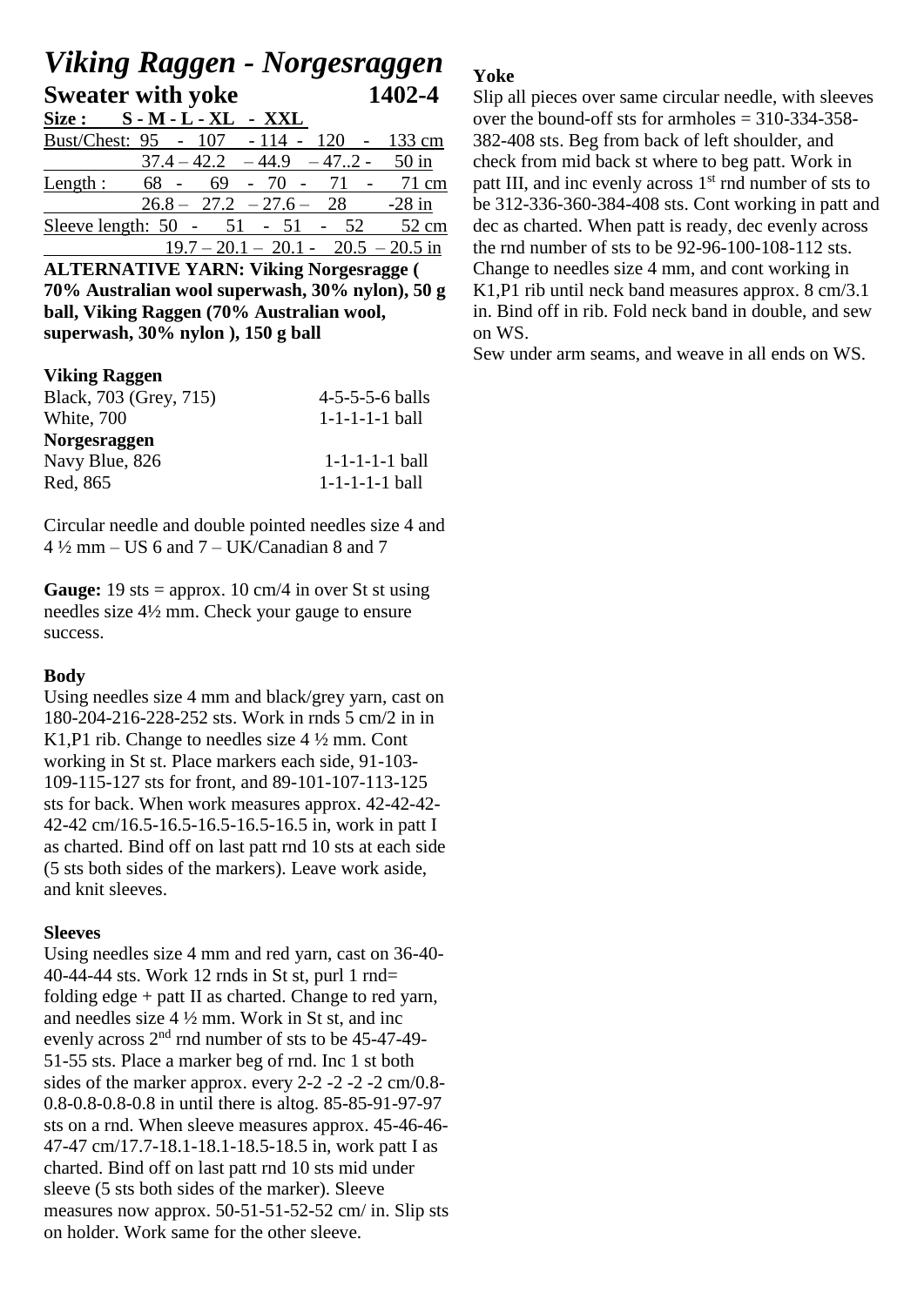# *Viking Raggen - Norgesraggen*

## Sweater with yoke 1402-4

| Size : | S - M - L - XL - XXL |
|---|---|
| Bust/Chest: | 95 - 107 - 114 - 120 - 133 cm |
| | 37.4 – 42.2 – 44.9 – 47..2 - 50 in |
| Length : | 68 - 69 - 70 - 71 - 71 cm |
| | 26.8 – 27.2 – 27.6 – 28 -28 in |
| Sleeve length: | 50 - 51 - 51 - 52 52 cm |
| | 19.7 – 20.1 – 20.1 - 20.5 – 20.5 in |

**ALTERNATIVE YARN: Viking Norgesragge ( 70% Australian wool superwash, 30% nylon), 50 g ball, Viking Raggen (70% Australian wool, superwash, 30% nylon ), 150 g ball**

**Viking Raggen**

| | |
|---|---|
| Black, 703 (Grey, 715) | 4-5-5-5-6 balls |
| White, 700 | 1-1-1-1-1 ball |
| **Norgesraggen** | |
| Navy Blue, 826 | 1-1-1-1-1 ball |
| Red, 865 | 1-1-1-1-1 ball |

Circular needle and double pointed needles size 4 and 4 ½ mm – US 6 and 7 – UK/Canadian 8 and 7

**Gauge:** 19 sts = approx. 10 cm/4 in over St st using needles size 4½ mm. Check your gauge to ensure success.

### Body

Using needles size 4 mm and black/grey yarn, cast on 180-204-216-228-252 sts. Work in rnds 5 cm/2 in in K1,P1 rib. Change to needles size 4 ½ mm. Cont working in St st. Place markers each side, 91-103-109-115-127 sts for front, and 89-101-107-113-125 sts for back. When work measures approx. 42-42-42-42-42 cm/16.5-16.5-16.5-16.5-16.5 in, work in patt I as charted. Bind off on last patt rnd 10 sts at each side (5 sts both sides of the markers). Leave work aside, and knit sleeves.

### Sleeves

Using needles size 4 mm and red yarn, cast on 36-40-40-44-44 sts. Work 12 rnds in St st, purl 1 rnd= folding edge + patt II as charted. Change to red yarn, and needles size 4 ½ mm. Work in St st, and inc evenly across 2nd rnd number of sts to be 45-47-49-51-55 sts. Place a marker beg of rnd. Inc 1 st both sides of the marker approx. every 2-2 -2 -2 -2 cm/0.8-0.8-0.8-0.8-0.8 in until there is altog. 85-85-91-97-97 sts on a rnd. When sleeve measures approx. 45-46-46-47-47 cm/17.7-18.1-18.1-18.5-18.5 in, work patt I as charted. Bind off on last patt rnd 10 sts mid under sleeve (5 sts both sides of the marker). Sleeve measures now approx. 50-51-51-52-52 cm/ in. Slip sts on holder. Work same for the other sleeve.

### Yoke

Slip all pieces over same circular needle, with sleeves over the bound-off sts for armholes = 310-334-358-382-408 sts. Beg from back of left shoulder, and check from mid back st where to beg patt. Work in patt III, and inc evenly across 1st rnd number of sts to be 312-336-360-384-408 sts. Cont working in patt and dec as charted. When patt is ready, dec evenly across the rnd number of sts to be 92-96-100-108-112 sts. Change to needles size 4 mm, and cont working in K1,P1 rib until neck band measures approx. 8 cm/3.1 in. Bind off in rib. Fold neck band in double, and sew on WS.

Sew under arm seams, and weave in all ends on WS.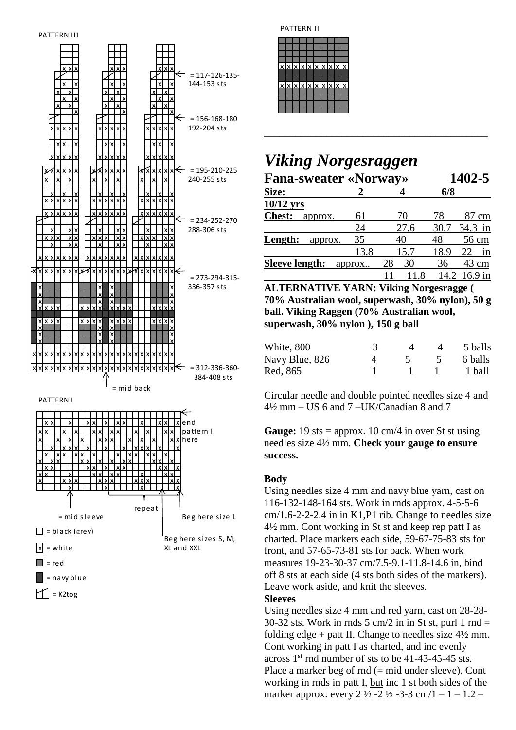PATTERN III

= 117-126-135-144-153 sts

= 156-168-180 192-204 sts

= 195-210-225 240-255 sts

= 234-252-270 288-306 sts

= 273-294-315-336-357 sts

= 312-336-360-384-408 sts

= mid back

PATTERN I

end pattern I here

repeat

= mid sleeve

Beg here size L

Beg here sizes S, M, XL and XXL

□ = black (grey)

x = white

= red

= navy blue

= K2tog

PATTERN II

---

# *Viking Norgesraggen*

## Fana-sweater «Norway» 1402-5

| Size: | | 2 | 4 | 6/8 | 10/12 yrs |
|---|---|---|---|---|---|
| **Chest:** | approx. | 61 | 70 | 78 | 87 cm |
| | | 24 | 27.6 | 30.7 | 34.3 in |
| **Length:** | approx. | 35 | 40 | 48 | 56 cm |
| | | 13.8 | 15.7 | 18.9 | 22 in |
| **Sleeve length:** | approx.. | 28 | 30 | 36 | 43 cm |
| | | 11 | 11.8 | 14.2 | 16.9 in |

**ALTERNATIVE YARN: Viking Norgesragge ( 70% Australian wool, superwash, 30% nylon), 50 g ball. Viking Raggen (70% Australian wool, superwash, 30% nylon ), 150 g ball**

| | | | | |
|---|---|---|---|---|
| White, 800 | 3 | 4 | 4 | 5 balls |
| Navy Blue, 826 | 4 | 5 | 5 | 6 balls |
| Red, 865 | 1 | 1 | 1 | 1 ball |

Circular needle and double pointed needles size 4 and 4½ mm – US 6 and 7 –UK/Canadian 8 and 7

**Gauge:** 19 sts = approx. 10 cm/4 in over St st using needles size 4½ mm. **Check your gauge to ensure success.**

**Body**

Using needles size 4 mm and navy blue yarn, cast on 116-132-148-164 sts. Work in rnds approx. 4-5-5-6 cm/1.6-2-2-2.4 in in K1,P1 rib. Change to needles size 4½ mm. Cont working in St st and keep rep patt I as charted. Place markers each side, 59-67-75-83 sts for front, and 57-65-73-81 sts for back. When work measures 19-23-30-37 cm/7.5-9.1-11.8-14.6 in, bind off 8 sts at each side (4 sts both sides of the markers). Leave work aside, and knit the sleeves.

**Sleeves**

Using needles size 4 mm and red yarn, cast on 28-28-30-32 sts. Work in rnds 5 cm/2 in in St st, purl 1 rnd = folding edge + patt II. Change to needles size 4½ mm. Cont working in patt I as charted, and inc evenly across 1st rnd number of sts to be 41-43-45-45 sts. Place a marker beg of rnd (= mid under sleeve). Cont working in rnds in patt I, but inc 1 st both sides of the marker approx. every 2 ½ -2 ½ -3-3 cm/1 – 1 – 1.2 –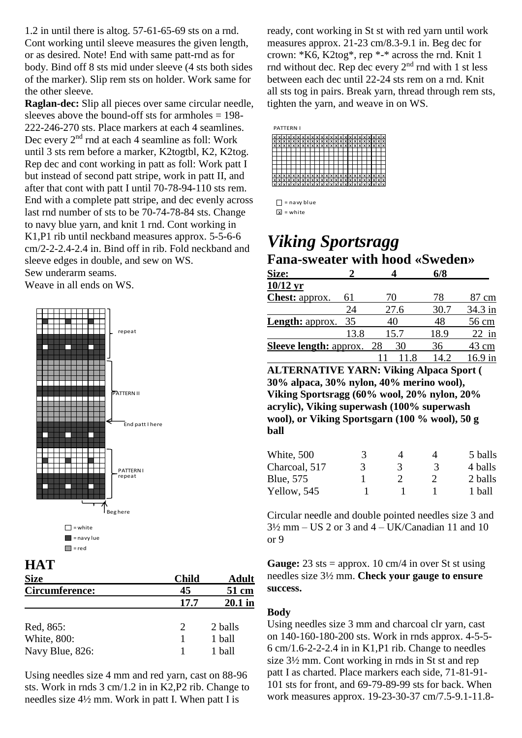1.2 in until there is altog. 57-61-65-69 sts on a rnd. Cont working until sleeve measures the given length, or as desired. Note! End with same patt-rnd as for body. Bind off 8 sts mid under sleeve (4 sts both sides of the marker). Slip rem sts on holder. Work same for the other sleeve.

**Raglan-dec:** Slip all pieces over same circular needle, sleeves above the bound-off sts for armholes = 198-222-246-270 sts. Place markers at each 4 seamlines. Dec every 2nd rnd at each 4 seamline as foll: Work until 3 sts rem before a marker, K2togtbl, K2, K2tog. Rep dec and cont working in patt as foll: Work patt I but instead of second patt stripe, work in patt II, and after that cont with patt I until 70-78-94-110 sts rem. End with a complete patt stripe, and dec evenly across last rnd number of sts to be 70-74-78-84 sts. Change to navy blue yarn, and knit 1 rnd. Cont working in K1,P1 rib until neckband measures approx. 5-5-6-6 cm/2-2-2.4-2.4 in. Bind off in rib. Fold neckband and sleeve edges in double, and sew on WS.

Sew underarm seams.

Weave in all ends on WS.

repeat

PATTERN II

End patt I here

PATTERN I repeat

Beg here

□ = white
■ = navy lue
▒ = red

## HAT

| Size | Child | Adult |
|---|---|---|
| Circumference: | 45 | 51 cm |
| | 17.7 | 20.1 in |

| | | |
|---|---|---|
| Red, 865: | 2 | 2 balls |
| White, 800: | 1 | 1 ball |
| Navy Blue, 826: | 1 | 1 ball |

Using needles size 4 mm and red yarn, cast on 88-96 sts. Work in rnds 3 cm/1.2 in in K2,P2 rib. Change to needles size 4½ mm. Work in patt I. When patt I is ready, cont working in St st with red yarn until work measures approx. 21-23 cm/8.3-9.1 in. Beg dec for crown: *K6, K2tog*, rep *-* across the rnd. Knit 1 rnd without dec. Rep dec every 2nd rnd with 1 st less between each dec until 22-24 sts rem on a rnd. Knit all sts tog in pairs. Break yarn, thread through rem sts, tighten the yarn, and weave in on WS.

PATTERN I

□ = navy blue
☒ = white

# *Viking Sportsragg*

## Fana-sweater with hood «Sweden»

| Size: | 2 | 4 | 6/8 | 10/12 yr |
|---|---|---|---|---|
| Chest: approx. | 61 | 70 | 78 | 87 cm |
| | 24 | 27.6 | 30.7 | 34.3 in |
| Length: approx. | 35 | 40 | 48 | 56 cm |
| | 13.8 | 15.7 | 18.9 | 22 in |
| Sleeve length: approx. | 28 | 30 | 36 | 43 cm |
| | 11 | 11.8 | 14.2 | 16.9 in |

**ALTERNATIVE YARN: Viking Alpaca Sport ( 30% alpaca, 30% nylon, 40% merino wool), Viking Sportsragg (60% wool, 20% nylon, 20% acrylic), Viking superwash (100% superwash wool), or Viking Sportsgarn (100 % wool), 50 g ball**

| | | | | |
|---|---|---|---|---|
| White, 500 | 3 | 4 | 4 | 5 balls |
| Charcoal, 517 | 3 | 3 | 3 | 4 balls |
| Blue, 575 | 1 | 2 | 2 | 2 balls |
| Yellow, 545 | 1 | 1 | 1 | 1 ball |

Circular needle and double pointed needles size 3 and 3½ mm – US 2 or 3 and 4 – UK/Canadian 11 and 10 or 9

**Gauge:** 23 sts = approx. 10 cm/4 in over St st using needles size 3½ mm. **Check your gauge to ensure success.**

### Body

Using needles size 3 mm and charcoal clr yarn, cast on 140-160-180-200 sts. Work in rnds approx. 4-5-5-6 cm/1.6-2-2-2.4 in in K1,P1 rib. Change to needles size 3½ mm. Cont working in rnds in St st and rep patt I as charted. Place markers each side, 71-81-91-101 sts for front, and 69-79-89-99 sts for back. When work measures approx. 19-23-30-37 cm/7.5-9.1-11.8-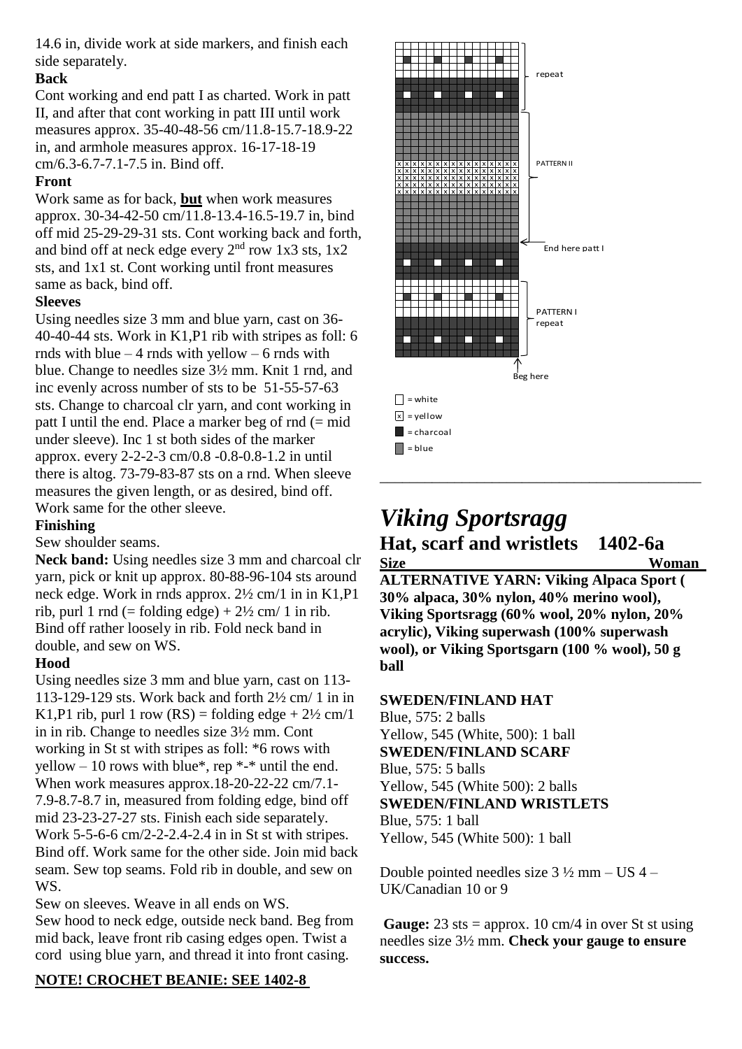14.6 in, divide work at side markers, and finish each side separately.

**Back**

Cont working and end patt I as charted. Work in patt II, and after that cont working in patt III until work measures approx. 35-40-48-56 cm/11.8-15.7-18.9-22 in, and armhole measures approx. 16-17-18-19 cm/6.3-6.7-7.1-7.5 in. Bind off.

**Front**

Work same as for back, **but** when work measures approx. 30-34-42-50 cm/11.8-13.4-16.5-19.7 in, bind off mid 25-29-29-31 sts. Cont working back and forth, and bind off at neck edge every 2nd row 1x3 sts, 1x2 sts, and 1x1 st. Cont working until front measures same as back, bind off.

**Sleeves**

Using needles size 3 mm and blue yarn, cast on 36-40-40-44 sts. Work in K1,P1 rib with stripes as foll: 6 rnds with blue – 4 rnds with yellow – 6 rnds with blue. Change to needles size 3½ mm. Knit 1 rnd, and inc evenly across number of sts to be 51-55-57-63 sts. Change to charcoal clr yarn, and cont working in patt I until the end. Place a marker beg of rnd (= mid under sleeve). Inc 1 st both sides of the marker approx. every 2-2-2-3 cm/0.8 -0.8-0.8-1.2 in until there is altog. 73-79-83-87 sts on a rnd. When sleeve measures the given length, or as desired, bind off. Work same for the other sleeve.

**Finishing**

Sew shoulder seams.

**Neck band:** Using needles size 3 mm and charcoal clr yarn, pick or knit up approx. 80-88-96-104 sts around neck edge. Work in rnds approx. 2½ cm/1 in in K1,P1 rib, purl 1 rnd (= folding edge) + 2½ cm/ 1 in rib. Bind off rather loosely in rib. Fold neck band in double, and sew on WS.

**Hood**

Using needles size 3 mm and blue yarn, cast on 113-113-129-129 sts. Work back and forth 2½ cm/ 1 in in K1,P1 rib, purl 1 row (RS) = folding edge + 2½ cm/1 in in rib. Change to needles size 3½ mm. Cont working in St st with stripes as foll: *6 rows with yellow – 10 rows with blue*, rep *-* until the end. When work measures approx.18-20-22-22 cm/7.1-7.9-8.7-8.7 in, measured from folding edge, bind off mid 23-23-27-27 sts. Finish each side separately. Work 5-5-6-6 cm/2-2-2.4-2.4 in in St st with stripes. Bind off. Work same for the other side. Join mid back seam. Sew top seams. Fold rib in double, and sew on WS.

Sew on sleeves. Weave in all ends on WS.

Sew hood to neck edge, outside neck band. Beg from mid back, leave front rib casing edges open. Twist a cord using blue yarn, and thread it into front casing.

**NOTE! CROCHET BEANIE: SEE 1402-8**

repeat

PATTERN II

End here patt I

PATTERN I repeat

Beg here

- = white
- x = yellow
- = charcoal
- = blue

---

# *Viking Sportsragg*

## Hat, scarf and wristlets 1402-6a

**Size** **Woman**

**ALTERNATIVE YARN: Viking Alpaca Sport ( 30% alpaca, 30% nylon, 40% merino wool), Viking Sportsragg (60% wool, 20% nylon, 20% acrylic), Viking superwash (100% superwash wool), or Viking Sportsgarn (100 % wool), 50 g ball**

**SWEDEN/FINLAND HAT**

Blue, 575: 2 balls
Yellow, 545 (White, 500): 1 ball

**SWEDEN/FINLAND SCARF**

Blue, 575: 5 balls
Yellow, 545 (White 500): 2 balls

**SWEDEN/FINLAND WRISTLETS**

Blue, 575: 1 ball
Yellow, 545 (White 500): 1 ball

Double pointed needles size 3 ½ mm – US 4 – UK/Canadian 10 or 9

**Gauge:** 23 sts = approx. 10 cm/4 in over St st using needles size 3½ mm. **Check your gauge to ensure success.**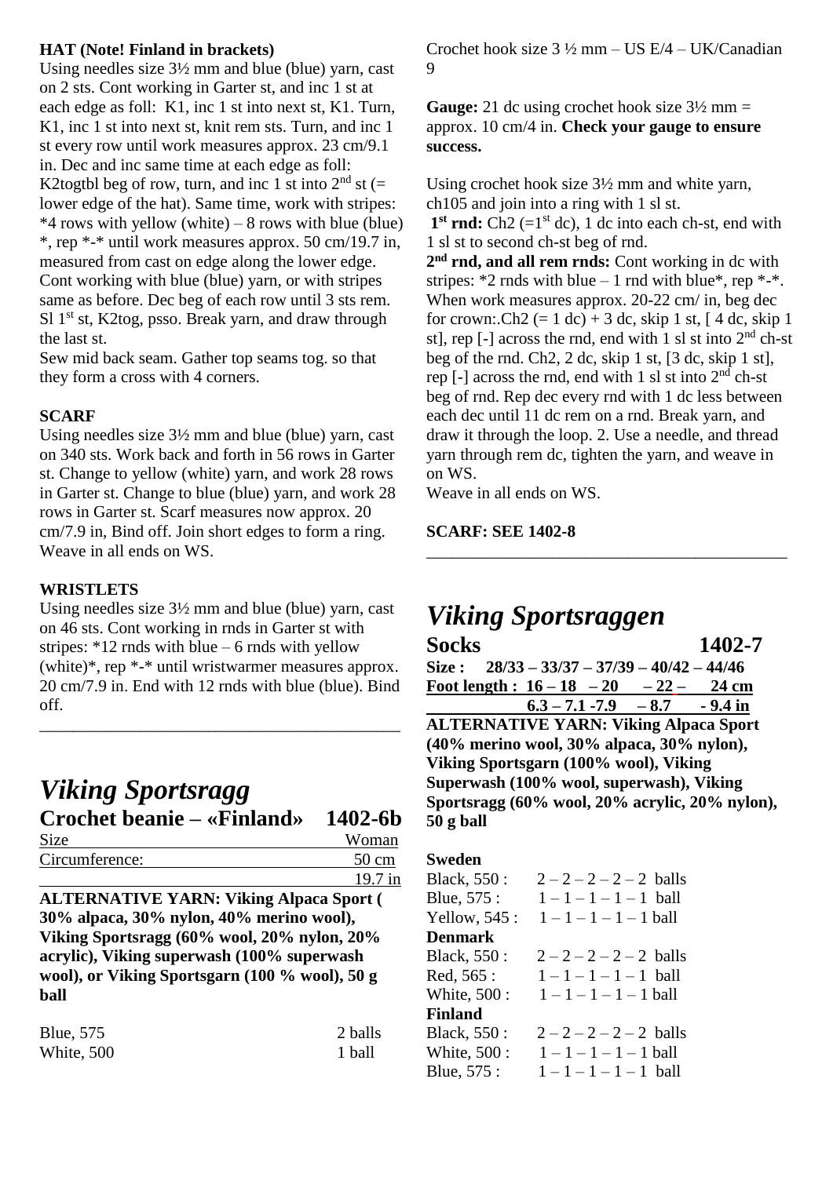**HAT (Note! Finland in brackets)**

Using needles size 3½ mm and blue (blue) yarn, cast on 2 sts. Cont working in Garter st, and inc 1 st at each edge as foll: K1, inc 1 st into next st, K1. Turn, K1, inc 1 st into next st, knit rem sts. Turn, and inc 1 st every row until work measures approx. 23 cm/9.1 in. Dec and inc same time at each edge as foll: K2togtbl beg of row, turn, and inc 1 st into 2nd st (= lower edge of the hat). Same time, work with stripes: *4 rows with yellow (white) – 8 rows with blue (blue) *, rep *-* until work measures approx. 50 cm/19.7 in, measured from cast on edge along the lower edge. Cont working with blue (blue) yarn, or with stripes same as before. Dec beg of each row until 3 sts rem. Sl 1st st, K2tog, psso. Break yarn, and draw through the last st.

Sew mid back seam. Gather top seams tog. so that they form a cross with 4 corners.

**SCARF**

Using needles size 3½ mm and blue (blue) yarn, cast on 340 sts. Work back and forth in 56 rows in Garter st. Change to yellow (white) yarn, and work 28 rows in Garter st. Change to blue (blue) yarn, and work 28 rows in Garter st. Scarf measures now approx. 20 cm/7.9 in, Bind off. Join short edges to form a ring. Weave in all ends on WS.

**WRISTLETS**

Using needles size 3½ mm and blue (blue) yarn, cast on 46 sts. Cont working in rnds in Garter st with stripes: *12 rnds with blue – 6 rnds with yellow (white)*, rep *-* until wristwarmer measures approx. 20 cm/7.9 in. End with 12 rnds with blue (blue). Bind off.

---

# *Viking Sportsragg*

## Crochet beanie – «Finland» 1402-6b

| Size | Woman |
|---|---|
| Circumference: | 50 cm |
| | 19.7 in |

**ALTERNATIVE YARN: Viking Alpaca Sport ( 30% alpaca, 30% nylon, 40% merino wool), Viking Sportsragg (60% wool, 20% nylon, 20% acrylic), Viking superwash (100% superwash wool), or Viking Sportsgarn (100 % wool), 50 g ball**

| | |
|---|---|
| Blue, 575 | 2 balls |
| White, 500 | 1 ball |

Crochet hook size 3 ½ mm – US E/4 – UK/Canadian 9

**Gauge:** 21 dc using crochet hook size 3½ mm = approx. 10 cm/4 in. **Check your gauge to ensure success.**

Using crochet hook size 3½ mm and white yarn, ch105 and join into a ring with 1 sl st.

**1st rnd:** Ch2 (=1st dc), 1 dc into each ch-st, end with 1 sl st to second ch-st beg of rnd.

**2nd rnd, and all rem rnds:** Cont working in dc with stripes: *2 rnds with blue – 1 rnd with blue*, rep *-*. When work measures approx. 20-22 cm/ in, beg dec for crown:.Ch2 (= 1 dc) + 3 dc, skip 1 st, [ 4 dc, skip 1 st], rep [-] across the rnd, end with 1 sl st into 2nd ch-st beg of the rnd. Ch2, 2 dc, skip 1 st, [3 dc, skip 1 st], rep [-] across the rnd, end with 1 sl st into 2nd ch-st beg of rnd. Rep dec every rnd with 1 dc less between each dec until 11 dc rem on a rnd. Break yarn, and draw it through the loop. 2. Use a needle, and thread yarn through rem dc, tighten the yarn, and weave in on WS.

Weave in all ends on WS.

**SCARF: SEE 1402-8**

---

# *Viking Sportsraggen*

## Socks 1402-7

**Size : 28/33 – 33/37 – 37/39 – 40/42 – 44/46**

**Foot length : 16 – 18 – 20 – 22 – 24 cm**

**6.3 – 7.1 -7.9 – 8.7 - 9.4 in**

**ALTERNATIVE YARN: Viking Alpaca Sport (40% merino wool, 30% alpaca, 30% nylon), Viking Sportsgarn (100% wool), Viking Superwash (100% wool, superwash), Viking Sportsragg (60% wool, 20% acrylic, 20% nylon), 50 g ball**

**Sweden**

| | |
|---|---|
| Black, 550 : | 2 – 2 – 2 – 2 – 2 balls |
| Blue, 575 : | 1 – 1 – 1 – 1 – 1 ball |
| Yellow, 545 : | 1 – 1 – 1 – 1 – 1 ball |

**Denmark**

| | |
|---|---|
| Black, 550 : | 2 – 2 – 2 – 2 – 2 balls |
| Red, 565 : | 1 – 1 – 1 – 1 – 1 ball |
| White, 500 : | 1 – 1 – 1 – 1 – 1 ball |

**Finland**

| | |
|---|---|
| Black, 550 : | 2 – 2 – 2 – 2 – 2 balls |
| White, 500 : | 1 – 1 – 1 – 1 – 1 ball |
| Blue, 575 : | 1 – 1 – 1 – 1 – 1 ball |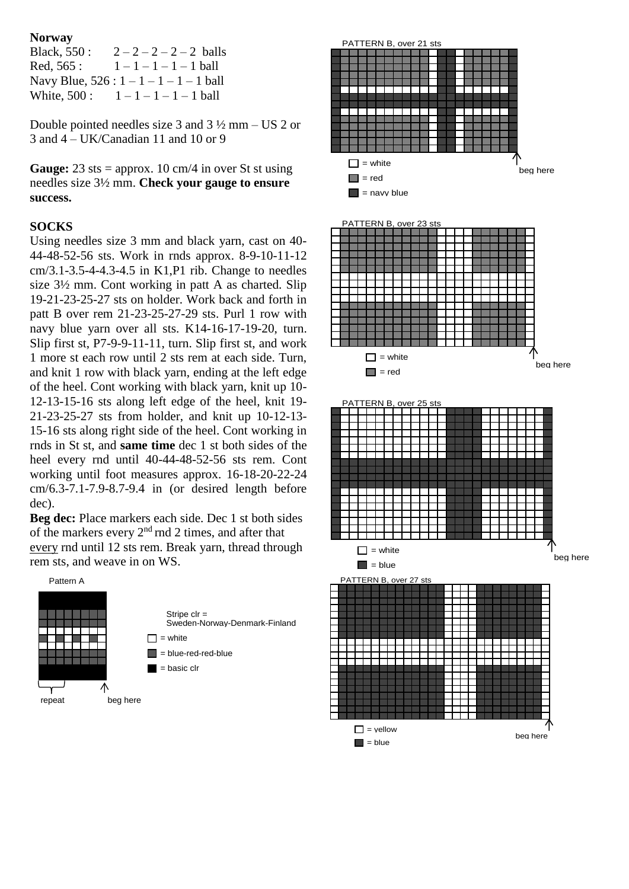**Norway**

Black, 550 : 2 – 2 – 2 – 2 – 2 balls
Red, 565 : 1 – 1 – 1 – 1 – 1 ball
Navy Blue, 526 : 1 – 1 – 1 – 1 – 1 ball
White, 500 : 1 – 1 – 1 – 1 – 1 ball

Double pointed needles size 3 and 3 ½ mm – US 2 or 3 and 4 – UK/Canadian 11 and 10 or 9

**Gauge:** 23 sts = approx. 10 cm/4 in over St st using needles size 3½ mm. **Check your gauge to ensure success.**

**SOCKS**

Using needles size 3 mm and black yarn, cast on 40-44-48-52-56 sts. Work in rnds approx. 8-9-10-11-12 cm/3.1-3.5-4-4.3-4.5 in K1,P1 rib. Change to needles size 3½ mm. Cont working in patt A as charted. Slip 19-21-23-25-27 sts on holder. Work back and forth in patt B over rem 21-23-25-27-29 sts. Purl 1 row with navy blue yarn over all sts. K14-16-17-19-20, turn. Slip first st, P7-9-9-11-11, turn. Slip first st, and work 1 more st each row until 2 sts rem at each side. Turn, and knit 1 row with black yarn, ending at the left edge of the heel. Cont working with black yarn, knit up 10-12-13-15-16 sts along left edge of the heel, knit 19-21-23-25-27 sts from holder, and knit up 10-12-13-15-16 sts along right side of the heel. Cont working in rnds in St st, and **same time** dec 1 st both sides of the heel every rnd until 40-44-48-52-56 sts rem. Cont working until foot measures approx. 16-18-20-22-24 cm/6.3-7.1-7.9-8.7-9.4 in (or desired length before dec).

**Beg dec:** Place markers each side. Dec 1 st both sides of the markers every 2nd rnd 2 times, and after that every rnd until 12 sts rem. Break yarn, thread through rem sts, and weave in on WS.

Pattern A

repeat — beg here

Stripe clr = Sweden-Norway-Denmark-Finland
□ = white
▪ = blue-red-red-blue
■ = basic clr

PATTERN B, over 21 sts
□ = white
▪ = red
■ = navy blue
beg here

PATTERN B, over 23 sts
□ = white
▪ = red
beg here

PATTERN B, over 25 sts
□ = white
■ = blue
beg here

PATTERN B, over 27 sts
□ = yellow
■ = blue
beg here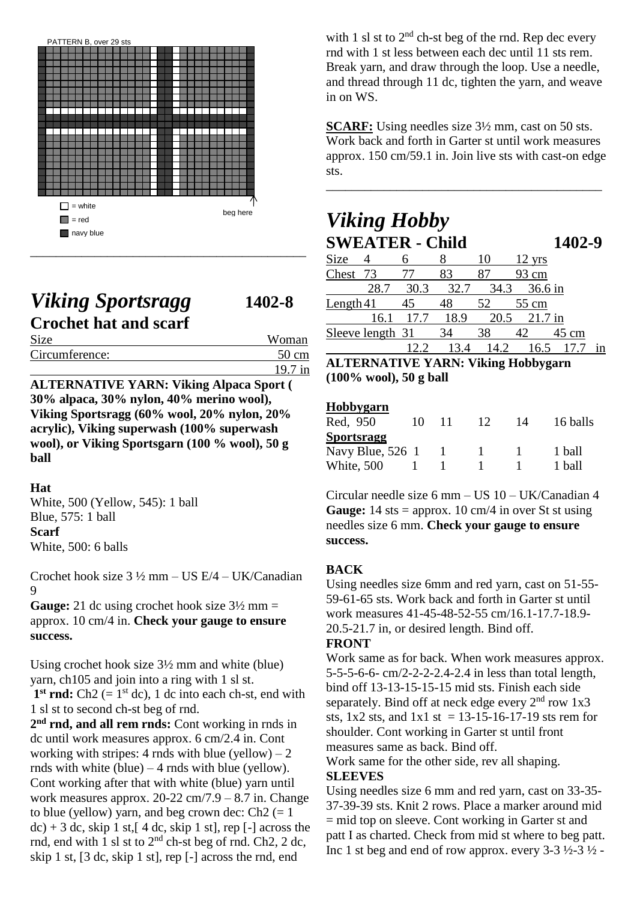PATTERN B, over 29 sts

□ = white
■ = red
■ navy blue

beg here

---

# *Viking Sportsragg* 1402-8

## Crochet hat and scarf

| Size | Woman |
|---|---|
| Circumference: | 50 cm |
| | 19.7 in |

**ALTERNATIVE YARN: Viking Alpaca Sport ( 30% alpaca, 30% nylon, 40% merino wool), Viking Sportsragg (60% wool, 20% nylon, 20% acrylic), Viking superwash (100% superwash wool), or Viking Sportsgarn (100 % wool), 50 g ball**

**Hat**
White, 500 (Yellow, 545): 1 ball
Blue, 575: 1 ball
**Scarf**
White, 500: 6 balls

Crochet hook size 3 ½ mm – US E/4 – UK/Canadian 9
**Gauge:** 21 dc using crochet hook size 3½ mm = approx. 10 cm/4 in. **Check your gauge to ensure success.**

Using crochet hook size 3½ mm and white (blue) yarn, ch105 and join into a ring with 1 sl st.
**1st rnd:** Ch2 (= 1st dc), 1 dc into each ch-st, end with 1 sl st to second ch-st beg of rnd.
**2nd rnd, and all rem rnds:** Cont working in rnds in dc until work measures approx. 6 cm/2.4 in. Cont working with stripes: 4 rnds with blue (yellow) – 2 rnds with white (blue) – 4 rnds with blue (yellow). Cont working after that with white (blue) yarn until work measures approx. 20-22 cm/7.9 – 8.7 in. Change to blue (yellow) yarn, and beg crown dec: Ch2 (= 1 dc) + 3 dc, skip 1 st,[ 4 dc, skip 1 st], rep [-] across the rnd, end with 1 sl st to 2nd ch-st beg of rnd. Ch2, 2 dc, skip 1 st, [3 dc, skip 1 st], rep [-] across the rnd, end with 1 sl st to 2nd ch-st beg of the rnd. Rep dec every rnd with 1 st less between each dec until 11 sts rem. Break yarn, and draw through the loop. Use a needle, and thread through 11 dc, tighten the yarn, and weave in on WS.

**SCARF:** Using needles size 3½ mm, cast on 50 sts. Work back and forth in Garter st until work measures approx. 150 cm/59.1 in. Join live sts with cast-on edge sts.

---

# *Viking Hobby*

## SWEATER - Child 1402-9

| Size | 4 | 6 | 8 | 10 | 12 yrs |
|---|---|---|---|---|---|
| Chest | 73 | 77 | 83 | 87 | 93 cm |
| | 28.7 | 30.3 | 32.7 | 34.3 | 36.6 in |
| Length | 41 | 45 | 48 | 52 | 55 cm |
| | 16.1 | 17.7 | 18.9 | 20.5 | 21.7 in |
| Sleeve length | 31 | 34 | 38 | 42 | 45 cm |
| | 12.2 | 13.4 | 14.2 | 16.5 | 17.7 in |

**ALTERNATIVE YARN: Viking Hobbygarn (100% wool), 50 g ball**

| **Hobbygarn** | | | | | |
|---|---|---|---|---|---|
| Red, 950 | 10 | 11 | 12 | 14 | 16 balls |
| **Sportsragg** | | | | | |
| Navy Blue, 526 | 1 | 1 | 1 | 1 | 1 ball |
| White, 500 | 1 | 1 | 1 | 1 | 1 ball |

Circular needle size 6 mm – US 10 – UK/Canadian 4
**Gauge:** 14 sts = approx. 10 cm/4 in over St st using needles size 6 mm. **Check your gauge to ensure success.**

**BACK**
Using needles size 6mm and red yarn, cast on 51-55-59-61-65 sts. Work back and forth in Garter st until work measures 41-45-48-52-55 cm/16.1-17.7-18.9-20.5-21.7 in, or desired length. Bind off.

**FRONT**
Work same as for back. When work measures approx. 5-5-5-6-6- cm/2-2-2-2.4-2.4 in less than total length, bind off 13-13-15-15-15 mid sts. Finish each side separately. Bind off at neck edge every 2nd row 1x3 sts, 1x2 sts, and 1x1 st = 13-15-16-17-19 sts rem for shoulder. Cont working in Garter st until front measures same as back. Bind off.
Work same for the other side, rev all shaping.

**SLEEVES**
Using needles size 6 mm and red yarn, cast on 33-35-37-39-39 sts. Knit 2 rows. Place a marker around mid = mid top on sleeve. Cont working in Garter st and patt I as charted. Check from mid st where to beg patt. Inc 1 st beg and end of row approx. every 3-3 ½-3 ½ -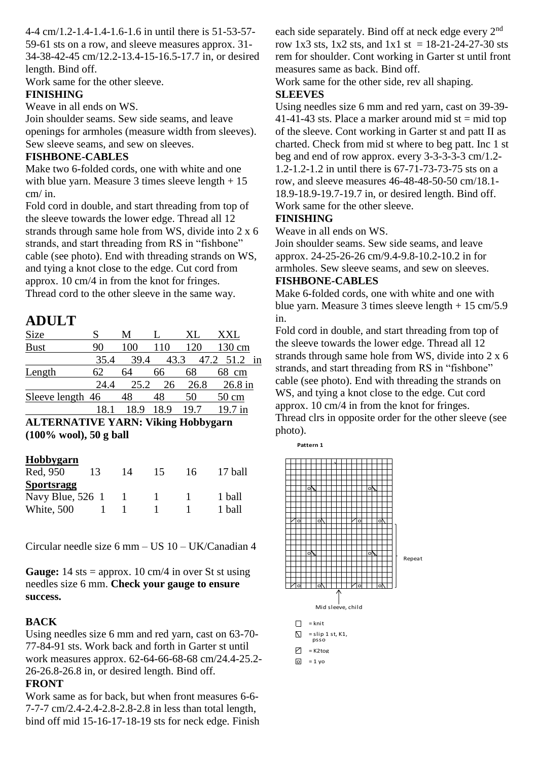4-4 cm/1.2-1.4-1.4-1.6-1.6 in until there is 51-53-57-59-61 sts on a row, and sleeve measures approx. 31-34-38-42-45 cm/12.2-13.4-15-16.5-17.7 in, or desired length. Bind off.

Work same for the other sleeve.

**FINISHING**

Weave in all ends on WS.

Join shoulder seams. Sew side seams, and leave openings for armholes (measure width from sleeves). Sew sleeve seams, and sew on sleeves.

**FISHBONE-CABLES**

Make two 6-folded cords, one with white and one with blue yarn. Measure 3 times sleeve length + 15 cm/ in.

Fold cord in double, and start threading from top of the sleeve towards the lower edge. Thread all 12 strands through same hole from WS, divide into 2 x 6 strands, and start threading from RS in "fishbone" cable (see photo). End with threading strands on WS, and tying a knot close to the edge. Cut cord from approx. 10 cm/4 in from the knot for fringes.

Thread cord to the other sleeve in the same way.

## ADULT

| Size | S | M | L | XL | XXL |
|---|---|---|---|---|---|
| Bust | 90 | 100 | 110 | 120 | 130 cm |
| | 35.4 | 39.4 | 43.3 | 47.2 | 51.2 in |
| Length | 62 | 64 | 66 | 68 | 68 cm |
| | 24.4 | 25.2 | 26 | 26.8 | 26.8 in |
| Sleeve length | 46 | 48 | 48 | 50 | 50 cm |
| | 18.1 | 18.9 | 18.9 | 19.7 | 19.7 in |

**ALTERNATIVE YARN: Viking Hobbygarn (100% wool), 50 g ball**

| **Hobbygarn** | | | | | |
|---|---|---|---|---|---|
| Red, 950 | 13 | 14 | 15 | 16 | 17 ball |
| **Sportsragg** | | | | | |
| Navy Blue, 526 | 1 | 1 | 1 | 1 | 1 ball |
| White, 500 | 1 | 1 | 1 | 1 | 1 ball |

Circular needle size 6 mm – US 10 – UK/Canadian 4

**Gauge:** 14 sts = approx. 10 cm/4 in over St st using needles size 6 mm. **Check your gauge to ensure success.**

**BACK**

Using needles size 6 mm and red yarn, cast on 63-70-77-84-91 sts. Work back and forth in Garter st until work measures approx. 62-64-66-68-68 cm/24.4-25.2-26-26.8-26.8 in, or desired length. Bind off.

**FRONT**

Work same as for back, but when front measures 6-6-7-7-7 cm/2.4-2.4-2.8-2.8-2.8 in less than total length, bind off mid 15-16-17-18-19 sts for neck edge. Finish each side separately. Bind off at neck edge every 2nd row 1x3 sts, 1x2 sts, and 1x1 st = 18-21-24-27-30 sts rem for shoulder. Cont working in Garter st until front measures same as back. Bind off.

Work same for the other side, rev all shaping.

**SLEEVES**

Using needles size 6 mm and red yarn, cast on 39-39-41-41-43 sts. Place a marker around mid st = mid top of the sleeve. Cont working in Garter st and patt II as charted. Check from mid st where to beg patt. Inc 1 st beg and end of row approx. every 3-3-3-3-3 cm/1.2-1.2-1.2-1.2-1.2 in until there is 67-71-73-73-75 sts on a row, and sleeve measures 46-48-48-50-50 cm/18.1-18.9-18.9-19.7-19.7 in, or desired length. Bind off.

Work same for the other sleeve.

**FINISHING**

Weave in all ends on WS.

Join shoulder seams. Sew side seams, and leave approx. 24-25-26-26 cm/9.4-9.8-10.2-10.2 in for armholes. Sew sleeve seams, and sew on sleeves.

**FISHBONE-CABLES**

Make 6-folded cords, one with white and one with blue yarn. Measure 3 times sleeve length + 15 cm/5.9 in.

Fold cord in double, and start threading from top of the sleeve towards the lower edge. Thread all 12 strands through same hole from WS, divide into 2 x 6 strands, and start threading from RS in "fishbone" cable (see photo). End with threading the strands on WS, and tying a knot close to the edge. Cut cord approx. 10 cm/4 in from the knot for fringes.

Thread clrs in opposite order for the other sleeve (see photo).

**Pattern 1**

Repeat

Mid sleeve, child

- ☐ = knit
- ◸ = slip 1 st, K1, psso
- ◿ = K2tog
- o = 1 yo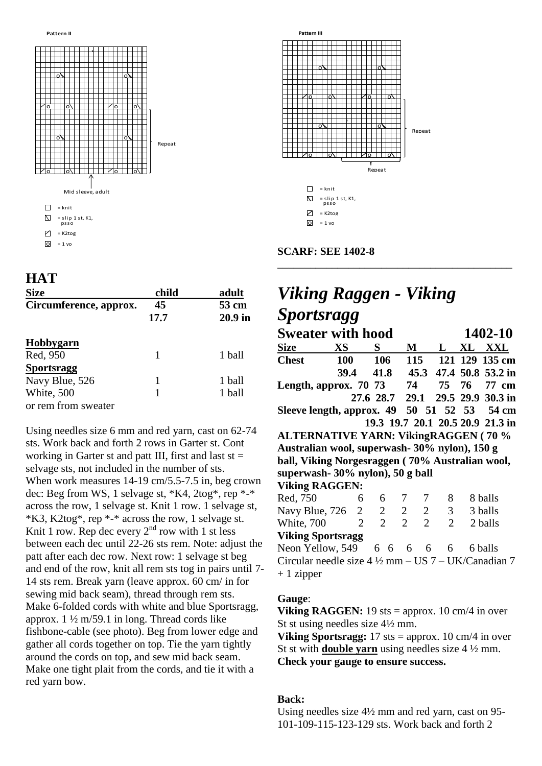**Pattern II**

Repeat

Mid sleeve, adult

- = knit
- = slip 1 st, K1, psso
- = K2tog
- = 1 yo

**Pattern III**

Repeat

Repeat

- = knit
- = slip 1 st, K1, psso
- = K2tog
- = 1 yo

## HAT

| Size | child | adult |
|---|---|---|
| Circumference, approx. | 45 | 53 cm |
| | 17.7 | 20.9 in |
| **Hobbygarn** | | |
| Red, 950 | 1 | 1 ball |
| **Sportsragg** | | |
| Navy Blue, 526 | 1 | 1 ball |
| White, 500 | 1 | 1 ball |
| or rem from sweater | | |

Using needles size 6 mm and red yarn, cast on 62-74 sts. Work back and forth 2 rows in Garter st. Cont working in Garter st and patt III, first and last st = selvage sts, not included in the number of sts. When work measures 14-19 cm/5.5-7.5 in, beg crown dec: Beg from WS, 1 selvage st, *K4, 2tog*, rep *-* across the row, 1 selvage st. Knit 1 row. 1 selvage st, *K3, K2tog*, rep *-* across the row, 1 selvage st. Knit 1 row. Rep dec every 2nd row with 1 st less between each dec until 22-26 sts rem. Note: adjust the patt after each dec row. Next row: 1 selvage st beg and end of the row, knit all rem sts tog in pairs until 7-14 sts rem. Break yarn (leave approx. 60 cm/ in for sewing mid back seam), thread through rem sts. Make 6-folded cords with white and blue Sportsragg, approx. 1 ½ m/59.1 in long. Thread cords like fishbone-cable (see photo). Beg from lower edge and gather all cords together on top. Tie the yarn tightly around the cords on top, and sew mid back seam. Make one tight plait from the cords, and tie it with a red yarn bow.

**SCARF: SEE 1402-8**

---

# *Viking Raggen - Viking Sportsragg*

## Sweater with hood 1402-10

| Size | XS | S | M | L | XL | XXL |
|---|---|---|---|---|---|---|
| Chest | 100 | 106 | 115 | 121 | 129 | 135 cm |
| | 39.4 | 41.8 | 45.3 | 47.4 | 50.8 | 53.2 in |
| Length, approx. | 70 | 73 | 74 | 75 | 76 | 77 cm |
| | 27.6 | 28.7 | 29.1 | 29.5 | 29.9 | 30.3 in |
| Sleeve length, approx. | 49 | 50 | 51 | 52 | 53 | 54 cm |
| | 19.3 | 19.7 | 20.1 | 20.5 | 20.9 | 21.3 in |

**ALTERNATIVE YARN: VikingRAGGEN ( 70 % Australian wool, superwash- 30% nylon), 150 g ball, Viking Norgesraggen ( 70% Australian wool, superwash- 30% nylon), 50 g ball**

| **Viking RAGGEN:** | | | | | | |
|---|---|---|---|---|---|---|
| Red, 750 | 6 | 6 | 7 | 7 | 8 | 8 balls |
| Navy Blue, 726 | 2 | 2 | 2 | 2 | 3 | 3 balls |
| White, 700 | 2 | 2 | 2 | 2 | 2 | 2 balls |
| **Viking Sportsragg** | | | | | | |
| Neon Yellow, 549 | 6 | 6 | 6 | 6 | 6 | 6 balls |

Circular needle size 4 ½ mm – US 7 – UK/Canadian 7 + 1 zipper

**Gauge**:
**Viking RAGGEN:** 19 sts = approx. 10 cm/4 in over St st using needles size 4½ mm.
**Viking Sportsragg:** 17 sts = approx. 10 cm/4 in over St st with **double yarn** using needles size 4 ½ mm.
**Check your gauge to ensure success.**

**Back:**
Using needles size 4½ mm and red yarn, cast on 95-101-109-115-123-129 sts. Work back and forth 2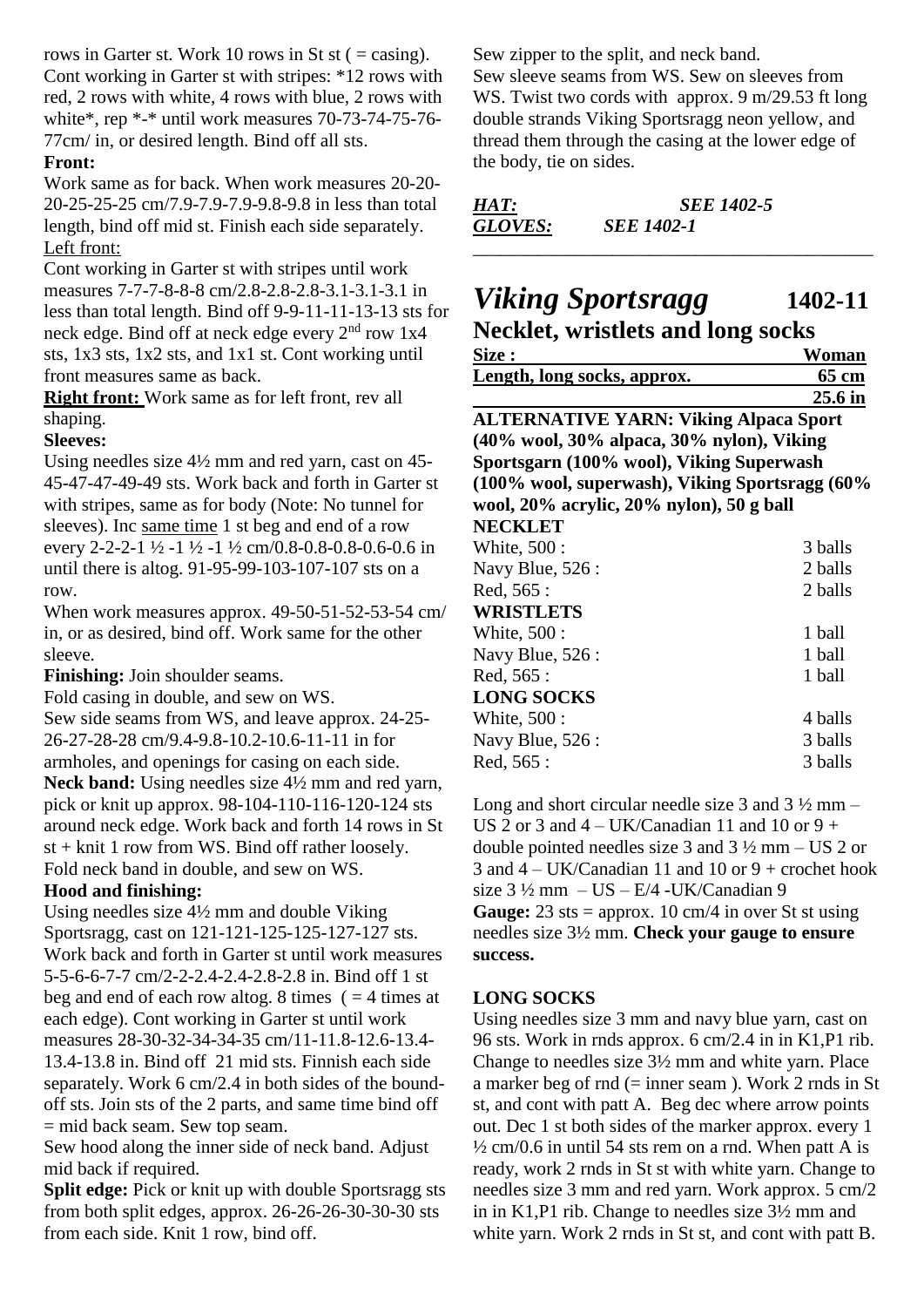rows in Garter st. Work 10 rows in St st ( = casing). Cont working in Garter st with stripes: *12 rows with red, 2 rows with white, 4 rows with blue, 2 rows with white*, rep *-* until work measures 70-73-74-75-76-77cm/ in, or desired length. Bind off all sts.

**Front:**

Work same as for back. When work measures 20-20-20-25-25-25 cm/7.9-7.9-7.9-9.8-9.8 in less than total length, bind off mid st. Finish each side separately.

Left front:

Cont working in Garter st with stripes until work measures 7-7-7-8-8-8 cm/2.8-2.8-2.8-3.1-3.1-3.1 in less than total length. Bind off 9-9-11-11-13-13 sts for neck edge. Bind off at neck edge every 2nd row 1x4 sts, 1x3 sts, 1x2 sts, and 1x1 st. Cont working until front measures same as back.

**Right front:** Work same as for left front, rev all shaping.

**Sleeves:**

Using needles size 4½ mm and red yarn, cast on 45-45-47-47-49-49 sts. Work back and forth in Garter st with stripes, same as for body (Note: No tunnel for sleeves). Inc same time 1 st beg and end of a row every 2-2-2-1 ½ -1 ½ -1 ½ cm/0.8-0.8-0.8-0.6-0.6 in until there is altog. 91-95-99-103-107-107 sts on a row.

When work measures approx. 49-50-51-52-53-54 cm/ in, or as desired, bind off. Work same for the other sleeve.

**Finishing:** Join shoulder seams.

Fold casing in double, and sew on WS.

Sew side seams from WS, and leave approx. 24-25-26-27-28-28 cm/9.4-9.8-10.2-10.6-11-11 in for armholes, and openings for casing on each side.

**Neck band:** Using needles size 4½ mm and red yarn, pick or knit up approx. 98-104-110-116-120-124 sts around neck edge. Work back and forth 14 rows in St st + knit 1 row from WS. Bind off rather loosely. Fold neck band in double, and sew on WS.

**Hood and finishing:**

Using needles size 4½ mm and double Viking Sportsragg, cast on 121-121-125-125-127-127 sts. Work back and forth in Garter st until work measures 5-5-6-6-7-7 cm/2-2-2.4-2.4-2.8-2.8 in. Bind off 1 st beg and end of each row altog. 8 times ( = 4 times at each edge). Cont working in Garter st until work measures 28-30-32-34-34-35 cm/11-11.8-12.6-13.4-13.4-13.8 in. Bind off 21 mid sts. Finnish each side separately. Work 6 cm/2.4 in both sides of the bound-off sts. Join sts of the 2 parts, and same time bind off = mid back seam. Sew top seam.

Sew hood along the inner side of neck band. Adjust mid back if required.

**Split edge:** Pick or knit up with double Sportsragg sts from both split edges, approx. 26-26-26-30-30-30 sts from each side. Knit 1 row, bind off.

Sew zipper to the split, and neck band.

Sew sleeve seams from WS. Sew on sleeves from WS. Twist two cords with approx. 9 m/29.53 ft long double strands Viking Sportsragg neon yellow, and thread them through the casing at the lower edge of the body, tie on sides.

***HAT:*** ***SEE 1402-5***
***GLOVES:*** ***SEE 1402-1***

---

# *Viking Sportsragg* 1402-11

## Necklet, wristlets and long socks

| **Size :** | **Woman** |
|---|---|
| **Length, long socks, approx.** | **65 cm** |
| | **25.6 in** |

**ALTERNATIVE YARN: Viking Alpaca Sport (40% wool, 30% alpaca, 30% nylon), Viking Sportsgarn (100% wool), Viking Superwash (100% wool, superwash), Viking Sportsragg (60% wool, 20% acrylic, 20% nylon), 50 g ball**

| **NECKLET** | |
|---|---|
| White, 500 : | 3 balls |
| Navy Blue, 526 : | 2 balls |
| Red, 565 : | 2 balls |
| **WRISTLETS** | |
| White, 500 : | 1 ball |
| Navy Blue, 526 : | 1 ball |
| Red, 565 : | 1 ball |
| **LONG SOCKS** | |
| White, 500 : | 4 balls |
| Navy Blue, 526 : | 3 balls |
| Red, 565 : | 3 balls |

Long and short circular needle size 3 and 3 ½ mm – US 2 or 3 and 4 – UK/Canadian 11 and 10 or 9 + double pointed needles size 3 and 3 ½ mm – US 2 or 3 and 4 – UK/Canadian 11 and 10 or 9 + crochet hook size 3 ½ mm – US – E/4 -UK/Canadian 9

**Gauge:** 23 sts = approx. 10 cm/4 in over St st using needles size 3½ mm. **Check your gauge to ensure success.**

**LONG SOCKS**

Using needles size 3 mm and navy blue yarn, cast on 96 sts. Work in rnds approx. 6 cm/2.4 in in K1,P1 rib. Change to needles size 3½ mm and white yarn. Place a marker beg of rnd (= inner seam ). Work 2 rnds in St st, and cont with patt A. Beg dec where arrow points out. Dec 1 st both sides of the marker approx. every 1 ½ cm/0.6 in until 54 sts rem on a rnd. When patt A is ready, work 2 rnds in St st with white yarn. Change to needles size 3 mm and red yarn. Work approx. 5 cm/2 in in K1,P1 rib. Change to needles size 3½ mm and white yarn. Work 2 rnds in St st, and cont with patt B.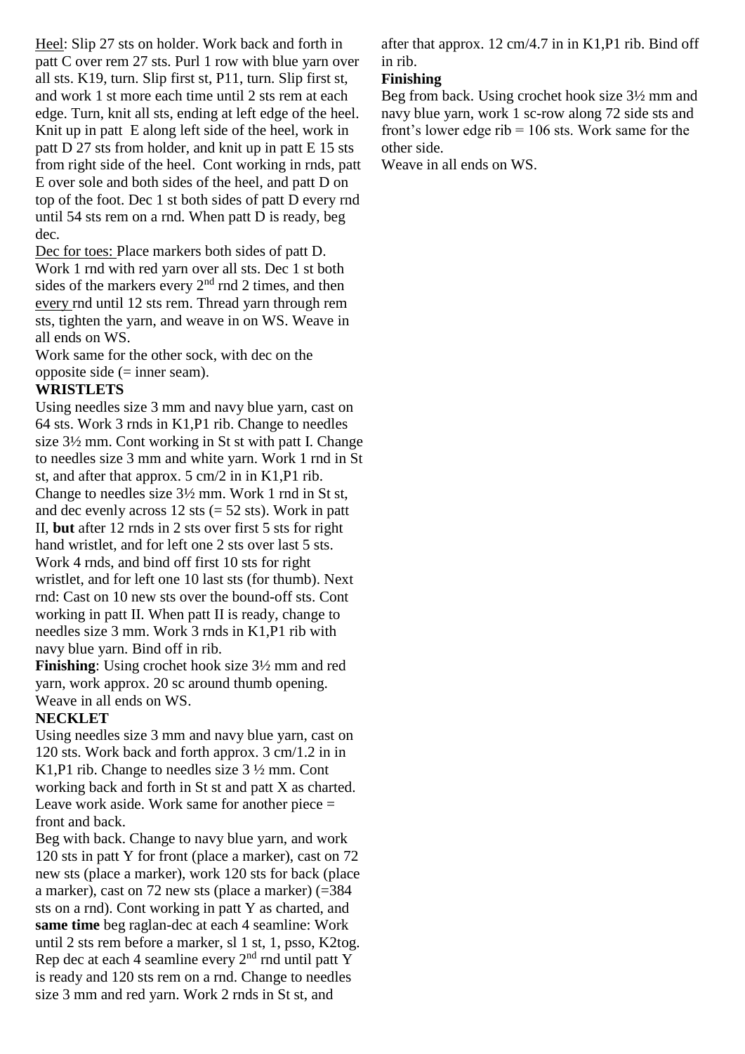Heel: Slip 27 sts on holder. Work back and forth in patt C over rem 27 sts. Purl 1 row with blue yarn over all sts. K19, turn. Slip first st, P11, turn. Slip first st, and work 1 st more each time until 2 sts rem at each edge. Turn, knit all sts, ending at left edge of the heel. Knit up in patt E along left side of the heel, work in patt D 27 sts from holder, and knit up in patt E 15 sts from right side of the heel. Cont working in rnds, patt E over sole and both sides of the heel, and patt D on top of the foot. Dec 1 st both sides of patt D every rnd until 54 sts rem on a rnd. When patt D is ready, beg dec.

Dec for toes: Place markers both sides of patt D. Work 1 rnd with red yarn over all sts. Dec 1 st both sides of the markers every 2nd rnd 2 times, and then every rnd until 12 sts rem. Thread yarn through rem sts, tighten the yarn, and weave in on WS. Weave in all ends on WS.

Work same for the other sock, with dec on the opposite side (= inner seam).

**WRISTLETS**

Using needles size 3 mm and navy blue yarn, cast on 64 sts. Work 3 rnds in K1,P1 rib. Change to needles size 3½ mm. Cont working in St st with patt I. Change to needles size 3 mm and white yarn. Work 1 rnd in St st, and after that approx. 5 cm/2 in in K1,P1 rib. Change to needles size 3½ mm. Work 1 rnd in St st, and dec evenly across 12 sts (= 52 sts). Work in patt II, **but** after 12 rnds in 2 sts over first 5 sts for right hand wristlet, and for left one 2 sts over last 5 sts. Work 4 rnds, and bind off first 10 sts for right wristlet, and for left one 10 last sts (for thumb). Next rnd: Cast on 10 new sts over the bound-off sts. Cont working in patt II. When patt II is ready, change to needles size 3 mm. Work 3 rnds in K1,P1 rib with navy blue yarn. Bind off in rib.

**Finishing**: Using crochet hook size 3½ mm and red yarn, work approx. 20 sc around thumb opening. Weave in all ends on WS.

**NECKLET**

Using needles size 3 mm and navy blue yarn, cast on 120 sts. Work back and forth approx. 3 cm/1.2 in in K1,P1 rib. Change to needles size 3 ½ mm. Cont working back and forth in St st and patt X as charted. Leave work aside. Work same for another piece = front and back.

Beg with back. Change to navy blue yarn, and work 120 sts in patt Y for front (place a marker), cast on 72 new sts (place a marker), work 120 sts for back (place a marker), cast on 72 new sts (place a marker) (=384 sts on a rnd). Cont working in patt Y as charted, and **same time** beg raglan-dec at each 4 seamline: Work until 2 sts rem before a marker, sl 1 st, 1, psso, K2tog. Rep dec at each 4 seamline every 2nd rnd until patt Y is ready and 120 sts rem on a rnd. Change to needles size 3 mm and red yarn. Work 2 rnds in St st, and after that approx. 12 cm/4.7 in in K1,P1 rib. Bind off in rib.

**Finishing**

Beg from back. Using crochet hook size 3½ mm and navy blue yarn, work 1 sc-row along 72 side sts and front's lower edge rib = 106 sts. Work same for the other side.

Weave in all ends on WS.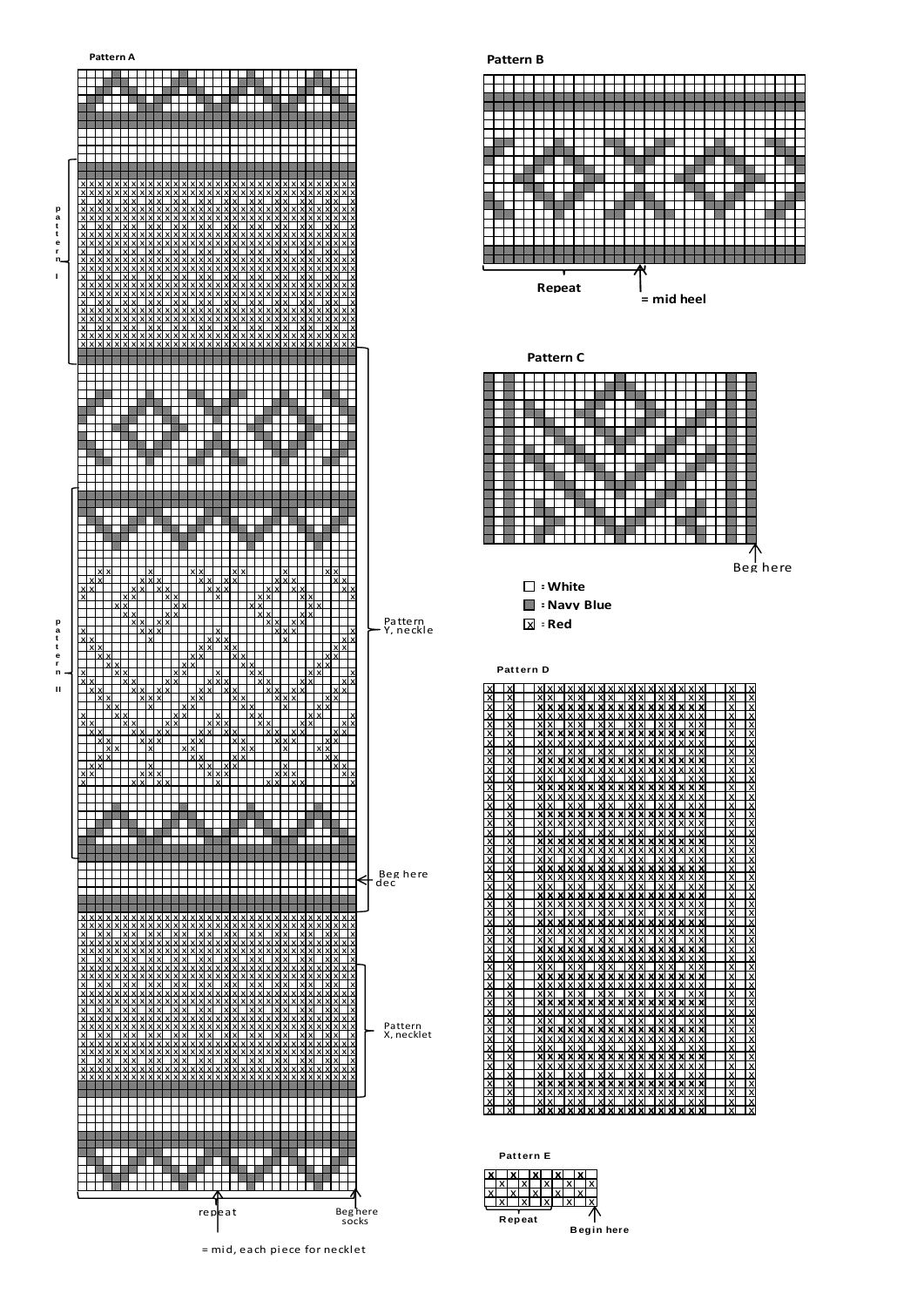**Pattern A**

Pattern I

Pattern II

Pattern Y, neckle

Beg here dec

Pattern X, necklet

repeat

Beg here socks

= mid, each piece for necklet

**Pattern B**

Repeat

= mid heel

**Pattern C**

Beg here

- ☐ : White
- ■ : Navy Blue
- ☒ : Red

**Pattern D**

**Pattern E**

Repeat

Begin here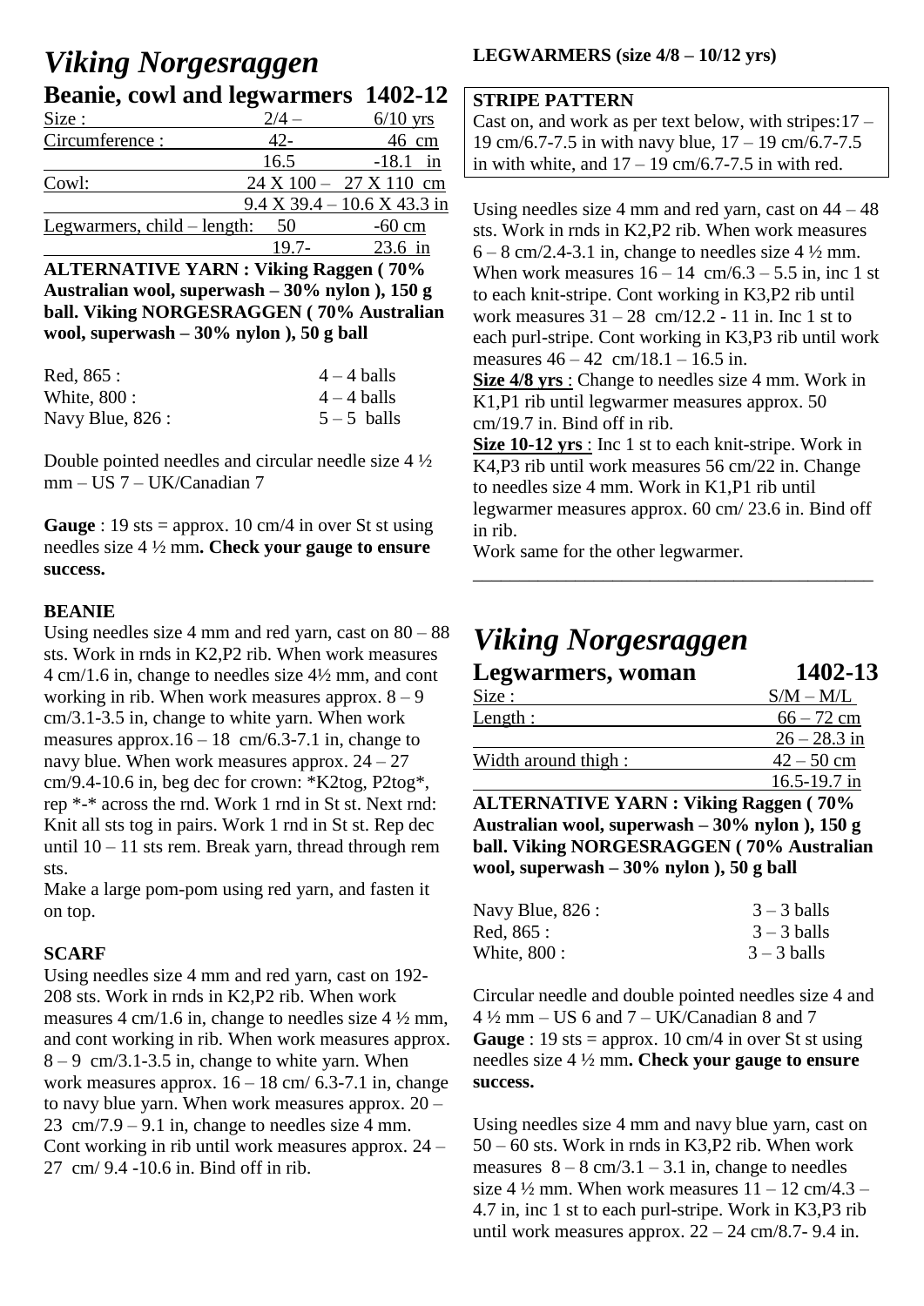# *Viking Norgesraggen*

## Beanie, cowl and legwarmers 1402-12

| Size : | 2/4 – | 6/10 yrs |
|---|---|---|
| Circumference : | 42- | 46 cm |
| | 16.5 | -18.1 in |
| Cowl: | 24 X 100 – | 27 X 110 cm |
| | 9.4 X 39.4 – | 10.6 X 43.3 in |
| Legwarmers, child – length: | 50 | -60 cm |
| | 19.7- | 23.6 in |

**ALTERNATIVE YARN : Viking Raggen ( 70% Australian wool, superwash – 30% nylon ), 150 g ball. Viking NORGESRAGGEN ( 70% Australian wool, superwash – 30% nylon ), 50 g ball**

| | |
|---|---|
| Red, 865 : | 4 – 4 balls |
| White, 800 : | 4 – 4 balls |
| Navy Blue, 826 : | 5 – 5 balls |

Double pointed needles and circular needle size 4 ½ mm – US 7 – UK/Canadian 7

**Gauge** : 19 sts = approx. 10 cm/4 in over St st using needles size 4 ½ mm**. Check your gauge to ensure success.**

### BEANIE

Using needles size 4 mm and red yarn, cast on 80 – 88 sts. Work in rnds in K2,P2 rib. When work measures 4 cm/1.6 in, change to needles size 4½ mm, and cont working in rib. When work measures approx. 8 – 9 cm/3.1-3.5 in, change to white yarn. When work measures approx.16 – 18 cm/6.3-7.1 in, change to navy blue. When work measures approx. 24 – 27 cm/9.4-10.6 in, beg dec for crown: *K2tog, P2tog*, rep *-* across the rnd. Work 1 rnd in St st. Next rnd: Knit all sts tog in pairs. Work 1 rnd in St st. Rep dec until 10 – 11 sts rem. Break yarn, thread through rem sts.

Make a large pom-pom using red yarn, and fasten it on top.

### SCARF

Using needles size 4 mm and red yarn, cast on 192-208 sts. Work in rnds in K2,P2 rib. When work measures 4 cm/1.6 in, change to needles size 4 ½ mm, and cont working in rib. When work measures approx. 8 – 9 cm/3.1-3.5 in, change to white yarn. When work measures approx. 16 – 18 cm/ 6.3-7.1 in, change to navy blue yarn. When work measures approx. 20 – 23 cm/7.9 – 9.1 in, change to needles size 4 mm. Cont working in rib until work measures approx. 24 – 27 cm/ 9.4 -10.6 in. Bind off in rib.

### LEGWARMERS (size 4/8 – 10/12 yrs)

**STRIPE PATTERN**

Cast on, and work as per text below, with stripes:17 – 19 cm/6.7-7.5 in with navy blue, 17 – 19 cm/6.7-7.5 in with white, and 17 – 19 cm/6.7-7.5 in with red.

Using needles size 4 mm and red yarn, cast on 44 – 48 sts. Work in rnds in K2,P2 rib. When work measures 6 – 8 cm/2.4-3.1 in, change to needles size 4 ½ mm. When work measures 16 – 14 cm/6.3 – 5.5 in, inc 1 st to each knit-stripe. Cont working in K3,P2 rib until work measures 31 – 28 cm/12.2 - 11 in. Inc 1 st to each purl-stripe. Cont working in K3,P3 rib until work measures 46 – 42 cm/18.1 – 16.5 in.

**Size 4/8 yrs** : Change to needles size 4 mm. Work in K1,P1 rib until legwarmer measures approx. 50 cm/19.7 in. Bind off in rib.

**Size 10-12 yrs** : Inc 1 st to each knit-stripe. Work in K4,P3 rib until work measures 56 cm/22 in. Change to needles size 4 mm. Work in K1,P1 rib until legwarmer measures approx. 60 cm/ 23.6 in. Bind off in rib.

Work same for the other legwarmer.

---

# *Viking Norgesraggen*

## Legwarmers, woman 1402-13

| Size : | S/M – M/L |
|---|---|
| Length : | 66 – 72 cm |
| | 26 – 28.3 in |
| Width around thigh : | 42 – 50 cm |
| | 16.5-19.7 in |

**ALTERNATIVE YARN : Viking Raggen ( 70% Australian wool, superwash – 30% nylon ), 150 g ball. Viking NORGESRAGGEN ( 70% Australian wool, superwash – 30% nylon ), 50 g ball**

| | |
|---|---|
| Navy Blue, 826 : | 3 – 3 balls |
| Red, 865 : | 3 – 3 balls |
| White, 800 : | 3 – 3 balls |

Circular needle and double pointed needles size 4 and 4 ½ mm – US 6 and 7 – UK/Canadian 8 and 7

**Gauge** : 19 sts = approx. 10 cm/4 in over St st using needles size 4 ½ mm**. Check your gauge to ensure success.**

Using needles size 4 mm and navy blue yarn, cast on 50 – 60 sts. Work in rnds in K3,P2 rib. When work measures 8 – 8 cm/3.1 – 3.1 in, change to needles size 4 ½ mm. When work measures 11 – 12 cm/4.3 – 4.7 in, inc 1 st to each purl-stripe. Work in K3,P3 rib until work measures approx. 22 – 24 cm/8.7- 9.4 in.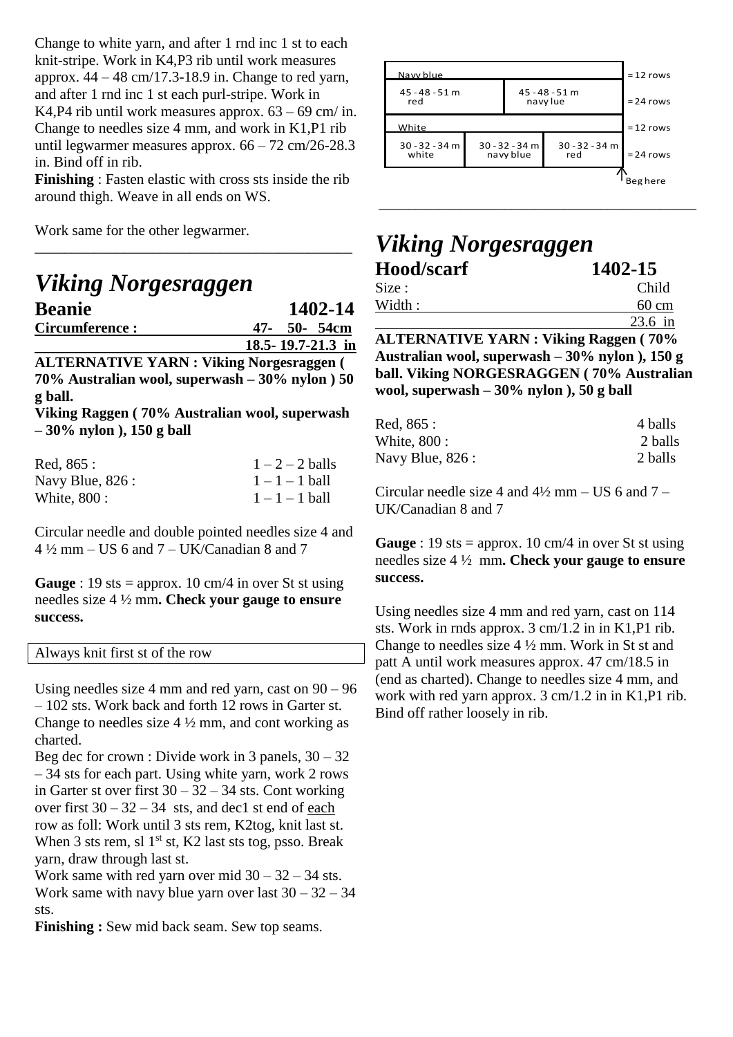Change to white yarn, and after 1 rnd inc 1 st to each knit-stripe. Work in K4,P3 rib until work measures approx. 44 – 48 cm/17.3-18.9 in. Change to red yarn, and after 1 rnd inc 1 st each purl-stripe. Work in K4,P4 rib until work measures approx. 63 – 69 cm/ in. Change to needles size 4 mm, and work in K1,P1 rib until legwarmer measures approx. 66 – 72 cm/26-28.3 in. Bind off in rib.

**Finishing** : Fasten elastic with cross sts inside the rib around thigh. Weave in all ends on WS.

Work same for the other legwarmer.

# *Viking Norgesraggen*

## Beanie 1402-14

**Circumference : 47- 50- 54cm**
**18.5- 19.7-21.3 in**

**ALTERNATIVE YARN : Viking Norgesraggen ( 70% Australian wool, superwash – 30% nylon ) 50 g ball.**
**Viking Raggen ( 70% Australian wool, superwash – 30% nylon ), 150 g ball**

| | |
|---|---|
| Red, 865 : | 1 – 2 – 2 balls |
| Navy Blue, 826 : | 1 – 1 – 1 ball |
| White, 800 : | 1 – 1 – 1 ball |

Circular needle and double pointed needles size 4 and 4 ½ mm – US 6 and 7 – UK/Canadian 8 and 7

**Gauge** : 19 sts = approx. 10 cm/4 in over St st using needles size 4 ½ mm**. Check your gauge to ensure success.**

Always knit first st of the row

Using needles size 4 mm and red yarn, cast on 90 – 96 – 102 sts. Work back and forth 12 rows in Garter st. Change to needles size 4 ½ mm, and cont working as charted.

Beg dec for crown : Divide work in 3 panels, 30 – 32 – 34 sts for each part. Using white yarn, work 2 rows in Garter st over first 30 – 32 – 34 sts. Cont working over first 30 – 32 – 34 sts, and dec1 st end of each row as foll: Work until 3 sts rem, K2tog, knit last st. When 3 sts rem, sl 1st st, K2 last sts tog, psso. Break yarn, draw through last st.

Work same with red yarn over mid 30 – 32 – 34 sts. Work same with navy blue yarn over last 30 – 32 – 34 sts.

**Finishing :** Sew mid back seam. Sew top seams.

| | | | |
|---|---|---|---|
| Navy blue | | | = 12 rows |
| 45 - 48 - 51 m red | 45 - 48 - 51 m navy lue | | = 24 rows |
| White | | | = 12 rows |
| 30 - 32 - 34 m white | 30 - 32 - 34 m navy blue | 30 - 32 - 34 m red | = 24 rows |
| | | | Beg here |

# *Viking Norgesraggen*

## Hood/scarf 1402-15

Size : Child
Width : 60 cm
23.6 in

**ALTERNATIVE YARN : Viking Raggen ( 70% Australian wool, superwash – 30% nylon ), 150 g ball. Viking NORGESRAGGEN ( 70% Australian wool, superwash – 30% nylon ), 50 g ball**

| | |
|---|---|
| Red, 865 : | 4 balls |
| White, 800 : | 2 balls |
| Navy Blue, 826 : | 2 balls |

Circular needle size 4 and 4½ mm – US 6 and 7 – UK/Canadian 8 and 7

**Gauge** : 19 sts = approx. 10 cm/4 in over St st using needles size 4 ½ mm**. Check your gauge to ensure success.**

Using needles size 4 mm and red yarn, cast on 114 sts. Work in rnds approx. 3 cm/1.2 in in K1,P1 rib. Change to needles size 4 ½ mm. Work in St st and patt A until work measures approx. 47 cm/18.5 in (end as charted). Change to needles size 4 mm, and work with red yarn approx. 3 cm/1.2 in in K1,P1 rib. Bind off rather loosely in rib.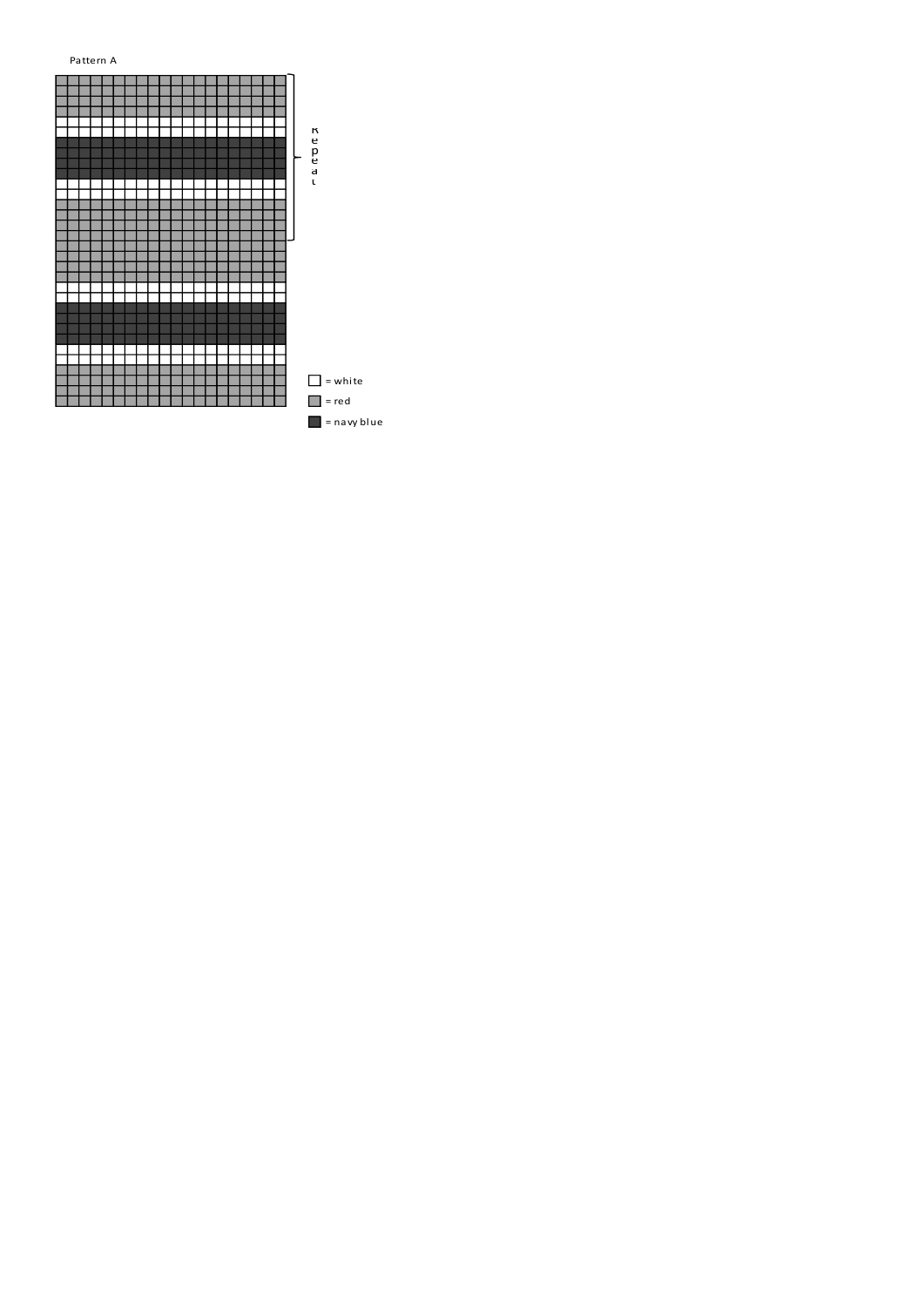Pattern A

Repeat

= white

= red

= navy blue